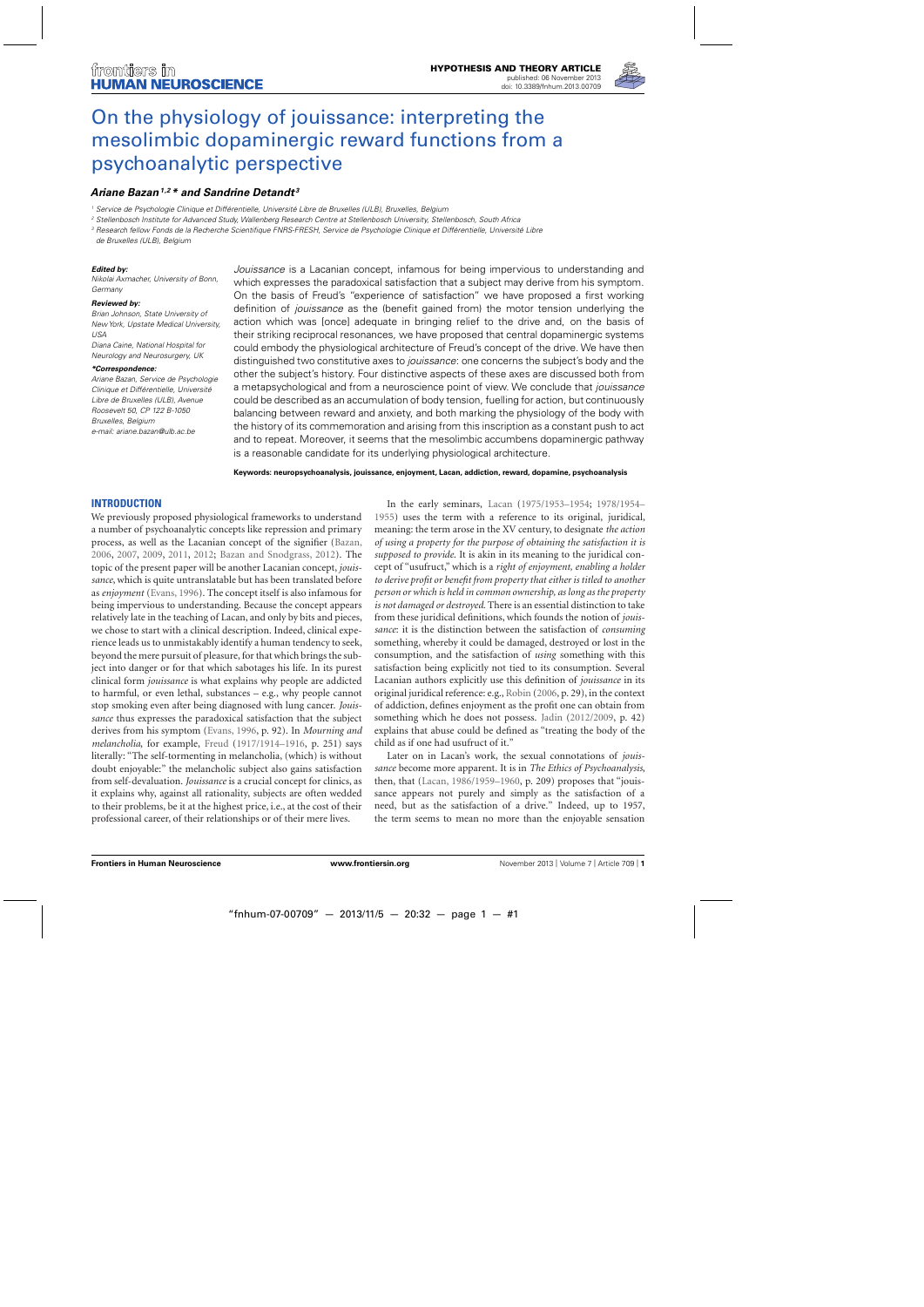HYPOTHESIS AND THEORY ARTICLE
published: 06 November 2013
doi: 10.3389/fnhum.2013.00709

# On the physiology of jouissance: interpreting the mesolimbic dopaminergic reward functions from a psychoanalytic perspective

***Ariane Bazan*[1,2]* and Sandrine Detandt*[3]**

[1] Service de Psychologie Clinique et Différentielle, Université Libre de Bruxelles (ULB), Bruxelles, Belgium
[2] Stellenbosch Institute for Advanced Study, Wallenberg Research Centre at Stellenbosch University, Stellenbosch, South Africa
[3] Research fellow Fonds de la Recherche Scientifique FNRS-FRESH, Service de Psychologie Clinique et Différentielle, Université Libre de Bruxelles (ULB), Belgium

***Edited by:***
Nikolai Axmacher, University of Bonn, Germany

***Reviewed by:***
Brian Johnson, State University of New York, Upstate Medical University, USA
Diana Caine, National Hospital for Neurology and Neurosurgery, UK

***\*Correspondence:***
Ariane Bazan, Service de Psychologie Clinique et Différentielle, Université Libre de Bruxelles (ULB), Avenue Roosevelt 50, CP 122 B-1050 Bruxelles, Belgium
e-mail: ariane.bazan@ulb.ac.be

*Jouissance* is a Lacanian concept, infamous for being impervious to understanding and which expresses the paradoxical satisfaction that a subject may derive from his symptom. On the basis of Freud's "experience of satisfaction" we have proposed a first working definition of *jouissance* as the (benefit gained from) the motor tension underlying the action which was [once] adequate in bringing relief to the drive and, on the basis of their striking reciprocal resonances, we have proposed that central dopaminergic systems could embody the physiological architecture of Freud's concept of the drive. We have then distinguished two constitutive axes to *jouissance*: one concerns the subject's body and the other the subject's history. Four distinctive aspects of these axes are discussed both from a metapsychological and from a neuroscience point of view. We conclude that *jouissance* could be described as an accumulation of body tension, fuelling for action, but continuously balancing between reward and anxiety, and both marking the physiology of the body with the history of its commemoration and arising from this inscription as a constant push to act and to repeat. Moreover, it seems that the mesolimbic accumbens dopaminergic pathway is a reasonable candidate for its underlying physiological architecture.

**Keywords: neuropsychoanalysis, jouissance, enjoyment, Lacan, addiction, reward, dopamine, psychoanalysis**

## INTRODUCTION

We previously proposed physiological frameworks to understand a number of psychoanalytic concepts like repression and primary process, as well as the Lacanian concept of the signifier (Bazan, 2006, 2007, 2009, 2011, 2012; Bazan and Snodgrass, 2012). The topic of the present paper will be another Lacanian concept, *jouissance*, which is quite untranslatable but has been translated before as *enjoyment* (Evans, 1996). The concept itself is also infamous for being impervious to understanding. Because the concept appears relatively late in the teaching of Lacan, and only by bits and pieces, we chose to start with a clinical description. Indeed, clinical experience leads us to unmistakably identify a human tendency to seek, beyond the mere pursuit of pleasure, for that which brings the subject into danger or for that which sabotages his life. In its purest clinical form *jouissance* is what explains why people are addicted to harmful, or even lethal, substances – e.g., why people cannot stop smoking even after being diagnosed with lung cancer. *Jouissance* thus expresses the paradoxical satisfaction that the subject derives from his symptom (Evans, 1996, p. 92). In *Mourning and melancholia*, for example, Freud (1917/1914–1916, p. 251) says literally: "The self-tormenting in melancholia, (which) is without doubt enjoyable:" the melancholic subject also gains satisfaction from self-devaluation. *Jouissance* is a crucial concept for clinics, as it explains why, against all rationality, subjects are often wedded to their problems, be it at the highest price, i.e., at the cost of their professional career, of their relationships or of their mere lives.

In the early seminars, Lacan (1975/1953–1954; 1978/1954–1955) uses the term with a reference to its original, juridical, meaning: the term arose in the XV century, to designate *the action of using a property for the purpose of obtaining the satisfaction it is supposed to provide*. It is akin in its meaning to the juridical concept of "usufruct," which is a *right of enjoyment, enabling a holder to derive profit or benefit from property that either is titled to another person or which is held in common ownership, as long as the property is not damaged or destroyed*. There is an essential distinction to take from these juridical definitions, which founds the notion of *jouissance*: it is the distinction between the satisfaction of *consuming* something, whereby it could be damaged, destroyed or lost in the consumption, and the satisfaction of *using* something with this satisfaction being explicitly not tied to its consumption. Several Lacanian authors explicitly use this definition of *jouissance* in its original juridical reference: e.g., Robin (2006, p. 29), in the context of addiction, defines enjoyment as the profit one can obtain from something which he does not possess. Jadin (2012/2009, p. 42) explains that abuse could be defined as "treating the body of the child as if one had usufruct of it."

Later on in Lacan's work, the sexual connotations of *jouissance* become more apparent. It is in *The Ethics of Psychoanalysis*, then, that (Lacan, 1986/1959–1960, p. 209) proposes that "jouissance appears not purely and simply as the satisfaction of a need, but as the satisfaction of a drive." Indeed, up to 1957, the term seems to mean no more than the enjoyable sensation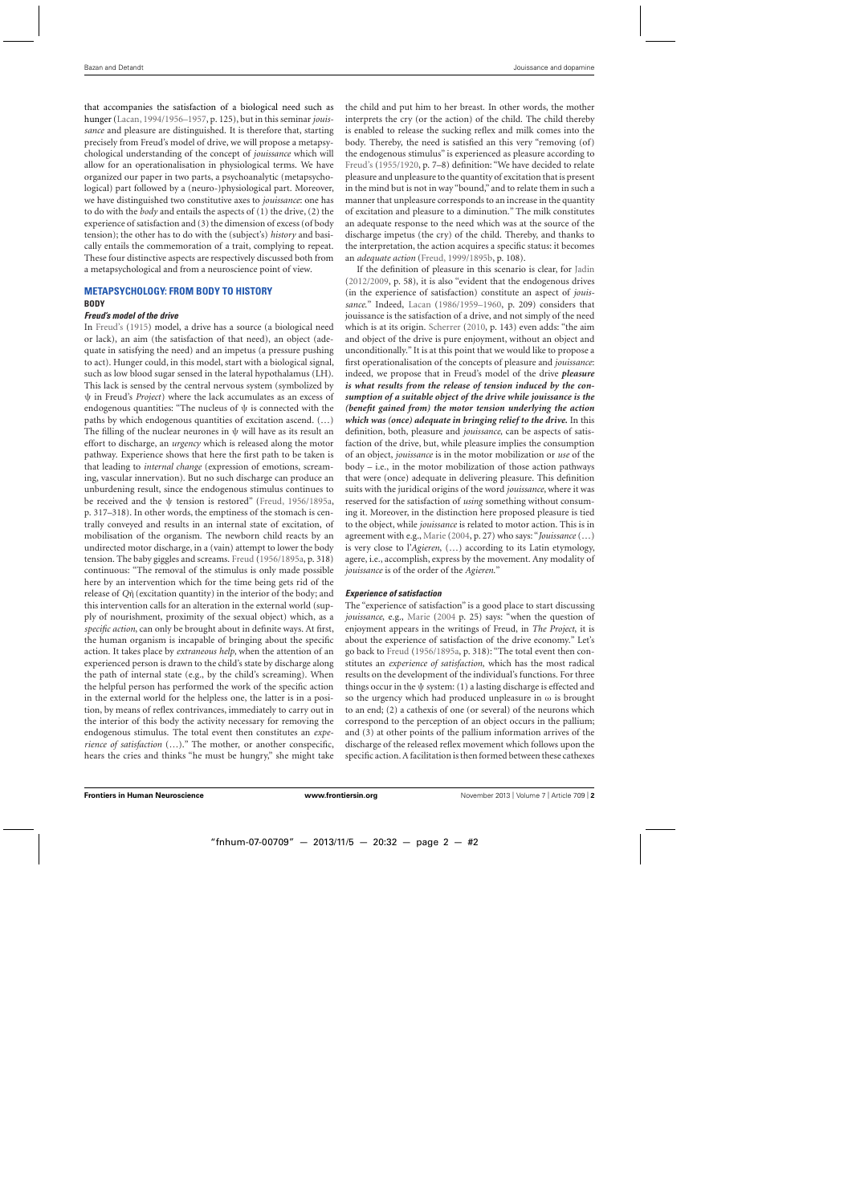that accompanies the satisfaction of a biological need such as hunger (Lacan, 1994/1956–1957, p. 125), but in this seminar *jouissance* and pleasure are distinguished. It is therefore that, starting precisely from Freud's model of drive, we will propose a metapsychological understanding of the concept of *jouissance* which will allow for an operationalisation in physiological terms. We have organized our paper in two parts, a psychoanalytic (metapsychological) part followed by a (neuro-)physiological part. Moreover, we have distinguished two constitutive axes to *jouissance*: one has to do with the *body* and entails the aspects of (1) the drive, (2) the experience of satisfaction and (3) the dimension of excess (of body tension); the other has to do with the (subject's) *history* and basically entails the commemoration of a trait, complying to repeat. These four distinctive aspects are respectively discussed both from a metapsychological and from a neuroscience point of view.

## METAPSYCHOLOGY: FROM BODY TO HISTORY

### BODY

#### *Freud's model of the drive*

In Freud's (1915) model, a drive has a source (a biological need or lack), an aim (the satisfaction of that need), an object (adequate in satisfying the need) and an impetus (a pressure pushing to act). Hunger could, in this model, start with a biological signal, such as low blood sugar sensed in the lateral hypothalamus (LH). This lack is sensed by the central nervous system (symbolized by $\psi$ in Freud's *Project*) where the lack accumulates as an excess of endogenous quantities: "The nucleus of $\psi$ is connected with the paths by which endogenous quantities of excitation ascend. (…) The filling of the nuclear neurones in $\psi$ will have as its result an effort to discharge, an *urgency* which is released along the motor pathway. Experience shows that here the first path to be taken is that leading to *internal change* (expression of emotions, screaming, vascular innervation). But no such discharge can produce an unburdening result, since the endogenous stimulus continues to be received and the $\psi$ tension is restored" (Freud, 1956/1895a, p. 317–318). In other words, the emptiness of the stomach is centrally conveyed and results in an internal state of excitation, of mobilisation of the organism. The newborn child reacts by an undirected motor discharge, in a (vain) attempt to lower the body tension. The baby giggles and screams. Freud (1956/1895a, p. 318) continuous: "The removal of the stimulus is only made possible here by an intervention which for the time being gets rid of the release of $Q\dot{\eta}$ (excitation quantity) in the interior of the body; and this intervention calls for an alteration in the external world (supply of nourishment, proximity of the sexual object) which, as a *specific action*, can only be brought about in definite ways. At first, the human organism is incapable of bringing about the specific action. It takes place by *extraneous help*, when the attention of an experienced person is drawn to the child's state by discharge along the path of internal state (e.g., by the child's screaming). When the helpful person has performed the work of the specific action in the external world for the helpless one, the latter is in a position, by means of reflex contrivances, immediately to carry out in the interior of this body the activity necessary for removing the endogenous stimulus. The total event then constitutes an *experience of satisfaction* (…)." The mother, or another conspecific, hears the cries and thinks "he must be hungry," she might take the child and put him to her breast. In other words, the mother interprets the cry (or the action) of the child. The child thereby is enabled to release the sucking reflex and milk comes into the body. Thereby, the need is satisfied an this very "removing (of) the endogenous stimulus" is experienced as pleasure according to Freud's (1955/1920, p. 7–8) definition: "We have decided to relate pleasure and unpleasure to the quantity of excitation that is present in the mind but is not in way "bound," and to relate them in such a manner that unpleasure corresponds to an increase in the quantity of excitation and pleasure to a diminution." The milk constitutes an adequate response to the need which was at the source of the discharge impetus (the cry) of the child. Thereby, and thanks to the interpretation, the action acquires a specific status: it becomes an *adequate action* (Freud, 1999/1895b, p. 108).

If the definition of pleasure in this scenario is clear, for Jadin (2012/2009, p. 58), it is also "evident that the endogenous drives (in the experience of satisfaction) constitute an aspect of *jouissance*." Indeed, Lacan (1986/1959–1960, p. 209) considers that jouissance is the satisfaction of a drive, and not simply of the need which is at its origin. Scherrer (2010, p. 143) even adds: "the aim and object of the drive is pure enjoyment, without an object and unconditionally." It is at this point that we would like to propose a first operationalisation of the concepts of pleasure and *jouissance*: indeed, we propose that in Freud's model of the drive ***pleasure is what results from the release of tension induced by the consumption of a suitable object of the drive while jouissance is the (benefit gained from) the motor tension underlying the action which was (once) adequate in bringing relief to the drive.*** In this definition, both, pleasure and *jouissance,* can be aspects of satisfaction of the drive, but, while pleasure implies the consumption of an object, *jouissance* is in the motor mobilization or *use* of the body – i.e., in the motor mobilization of those action pathways that were (once) adequate in delivering pleasure. This definition suits with the juridical origins of the word *jouissance*, where it was reserved for the satisfaction of *using* something without consuming it. Moreover, in the distinction here proposed pleasure is tied to the object, while *jouissance* is related to motor action. This is in agreement with e.g., Marie (2004, p. 27) who says: "*Jouissance* (…) is very close to l'*Agieren,* (…) according to its Latin etymology, agere, i.e., accomplish, express by the movement. Any modality of *jouissance* is of the order of the *Agieren.*"

#### *Experience of satisfaction*

The "experience of satisfaction" is a good place to start discussing *jouissance,* e.g., Marie (2004 p. 25) says: "when the question of enjoyment appears in the writings of Freud, in *The Project*, it is about the experience of satisfaction of the drive economy." Let's go back to Freud (1956/1895a, p. 318): "The total event then constitutes an *experience of satisfaction,* which has the most radical results on the development of the individual's functions. For three things occur in the $\psi$ system: (1) a lasting discharge is effected and so the urgency which had produced unpleasure in $\omega$ is brought to an end; (2) a cathexis of one (or several) of the neurons which correspond to the perception of an object occurs in the pallium; and (3) at other points of the pallium information arrives of the discharge of the released reflex movement which follows upon the specific action. A facilitation is then formed between these cathexes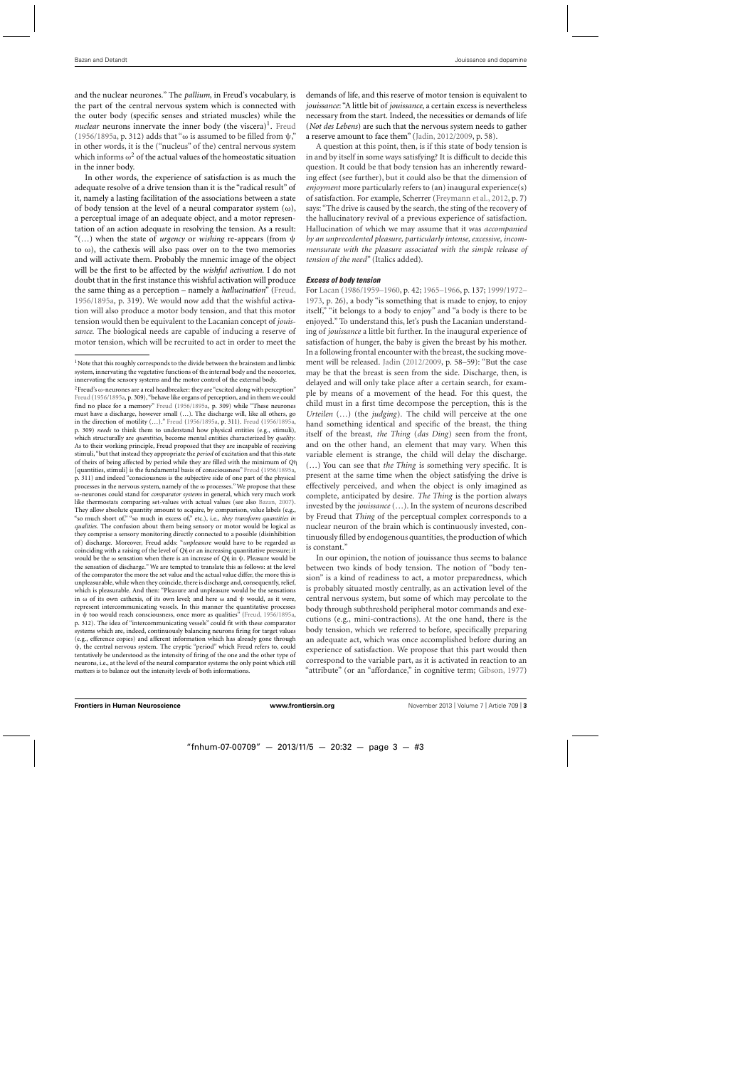and the nuclear neurones." The *pallium*, in Freud's vocabulary, is the part of the central nervous system which is connected with the outer body (specific senses and striated muscles) while the *nuclear* neurons innervate the inner body (the viscera)[1]. Freud (1956/1895a, p. 312) adds that "ω is assumed to be filled from ψ," in other words, it is the ("nucleus" of the) central nervous system which informs ω[2] of the actual values of the homeostatic situation in the inner body.

In other words, the experience of satisfaction is as much the adequate resolve of a drive tension than it is the "radical result" of it, namely a lasting facilitation of the associations between a state of body tension at the level of a neural comparator system (ω), a perceptual image of an adequate object, and a motor representation of an action adequate in resolving the tension. As a result: "(…) when the state of *urgency* or *wishing* re-appears (from ψ to ω), the cathexis will also pass over on to the two memories and will activate them. Probably the mnemic image of the object will be the first to be affected by the *wishful activation*. I do not doubt that in the first instance this wishful activation will produce the same thing as a perception – namely a *hallucination*" (Freud, 1956/1895a, p. 319). We would now add that the wishful activation will also produce a motor body tension, and that this motor tension would then be equivalent to the Lacanian concept of *jouissance*. The biological needs are capable of inducing a reserve of motor tension, which will be recruited to act in order to meet the demands of life, and this reserve of motor tension is equivalent to *jouissance*: "A little bit of *jouissance*, a certain excess is nevertheless necessary from the start. Indeed, the necessities or demands of life (*Not des Lebens*) are such that the nervous system needs to gather a reserve amount to face them" (Jadin, 2012/2009, p. 58).

A question at this point, then, is if this state of body tension is in and by itself in some ways satisfying? It is difficult to decide this question. It could be that body tension has an inherently rewarding effect (see further), but it could also be that the dimension of *enjoyment* more particularly refers to (an) inaugural experience(s) of satisfaction. For example, Scherrer (Freymann et al., 2012, p. 7) says: "The drive is caused by the search, the sting of the recovery of the hallucinatory revival of a previous experience of satisfaction. Hallucination of which we may assume that it was *accompanied by an unprecedented pleasure, particularly intense, excessive, incommensurate with the pleasure associated with the simple release of tension of the need*" (Italics added).

#### *Excess of body tension*

For Lacan (1986/1959–1960, p. 42; 1965–1966, p. 137; 1999/1972–1973, p. 26), a body "is something that is made to enjoy, to enjoy itself," "it belongs to a body to enjoy" and "a body is there to be enjoyed." To understand this, let's push the Lacanian understanding of *jouissance* a little bit further. In the inaugural experience of satisfaction of hunger, the baby is given the breast by his mother. In a following frontal encounter with the breast, the sucking movement will be released. Jadin (2012/2009, p. 58–59): "But the case may be that the breast is seen from the side. Discharge, then, is delayed and will only take place after a certain search, for example by means of a movement of the head. For this quest, the child must in a first time decompose the perception, this is the *Urteilen* (…) (the *judging*). The child will perceive at the one hand something identical and specific of the breast, the thing itself of the breast, *the Thing* (*das Ding*) seen from the front, and on the other hand, an element that may vary. When this variable element is strange, the child will delay the discharge. (…) You can see that *the Thing* is something very specific. It is present at the same time when the object satisfying the drive is effectively perceived, and when the object is only imagined as complete, anticipated by desire. *The Thing* is the portion always invested by the *jouissance* (…). In the system of neurons described by Freud that *Thing* of the perceptual complex corresponds to a nuclear neuron of the brain which is continuously invested, continuously filled by endogenous quantities, the production of which is constant."

In our opinion, the notion of jouissance thus seems to balance between two kinds of body tension. The notion of "body tension" is a kind of readiness to act, a motor preparedness, which is probably situated mostly centrally, as an activation level of the central nervous system, but some of which may percolate to the body through subthreshold peripheral motor commands and executions (e.g., mini-contractions). At the one hand, there is the body tension, which we referred to before, specifically preparing an adequate act, which was once accomplished before during an experience of satisfaction. We propose that this part would then correspond to the variable part, as it is activated in reaction to an "attribute" (or an "affordance," in cognitive term; Gibson, 1977)

---

[1] Note that this roughly corresponds to the divide between the brainstem and limbic system, innervating the vegetative functions of the internal body and the neocortex, innervating the sensory systems and the motor control of the external body.

[2] Freud's ω-neurones are a real headbreaker: they are "excited along with perception" Freud (1956/1895a, p. 309), "behave like organs of perception, and in them we could find no place for a memory" Freud (1956/1895a, p. 309) while "These neurones must have a discharge, however small (…). The discharge will, like all others, go in the direction of motility (…)." Freud (1956/1895a, p. 311). Freud (1956/1895a, p. 309) *needs* to think them to understand how physical entities (e.g., stimuli), which structurally are *quantities*, become mental entities characterized by *quality*. As to their working principle, Freud proposed that they are incapable of receiving stimuli, "but that instead they appropriate the *period* of excitation and that this state of theirs of being affected by period while they are filled with the minimum of *Q*ή [quantities, stimuli] is the fundamental basis of consciousness" Freud (1956/1895a, p. 311) and indeed "consciousness is the subjective side of one part of the physical processes in the nervous system, namely of the ω processes." We propose that these ω-neurones could stand for *comparator systems* in general, which very much work like thermostats comparing set-values with actual values (see also Bazan, 2007). They allow absolute quantity amount to acquire, by comparison, value labels (e.g., "so much short of," "so much in excess of," etc.), i.e., *they transform quantities in qualities*. The confusion about them being sensory or motor would be logical as they comprise a sensory monitoring directly connected to a possible (disinhibition of) discharge. Moreover, Freud adds: "*unpleasure* would have to be regarded as coinciding with a raising of the level of *Q*ή or an increasing quantitative pressure; it would be the ω sensation when there is an increase of *Q*ή in ψ. Pleasure would be the sensation of discharge." We are tempted to translate this as follows: at the level of the comparator the more the set value and the actual value differ, the more this is unpleasurable, while when they coincide, there is discharge and, consequently, relief, which is pleasurable. And then: "Pleasure and unpleasure would be the sensations in ω of its own cathexis, of its own level; and here ω and ψ would, as it were, represent intercommunicating vessels. In this manner the quantitative processes in ψ too would reach consciousness, once more as qualities" (Freud, 1956/1895a, p. 312). The idea of "intercommunicating vessels" could fit with these comparator systems which are, indeed, continuously balancing neurons firing for target values (e.g., efference copies) and afferent information which has already gone through ψ, the central nervous system. The cryptic "period" which Freud refers to, could tentatively be understood as the intensity of firing of the one and the other type of neurons, i.e., at the level of the neural comparator systems the only point which still matters is to balance out the intensity levels of both informations.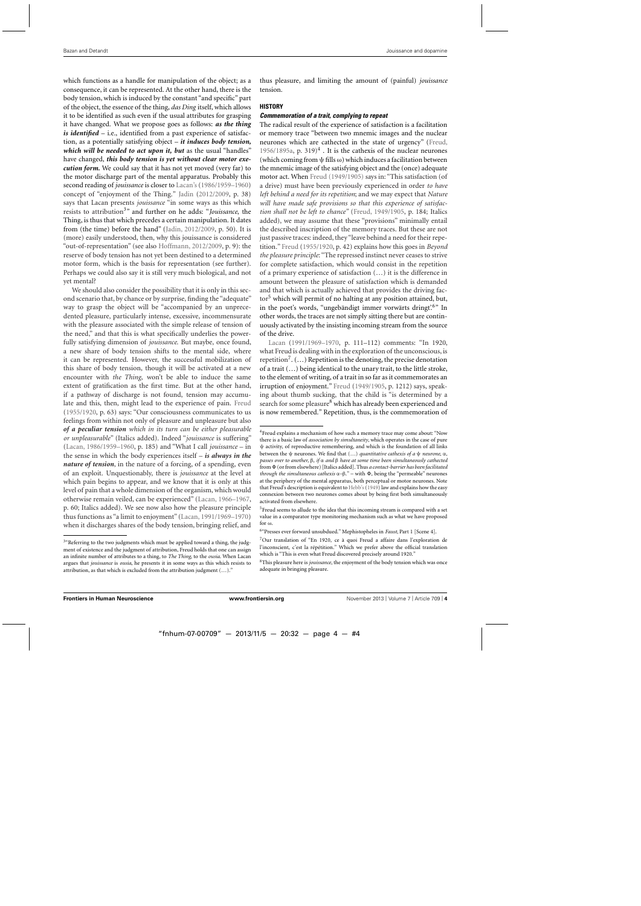which functions as a handle for manipulation of the object; as a consequence, it can be represented. At the other hand, there is the body tension, which is induced by the constant "and specific" part of the object, the essence of the thing, *das Ding* itself, which allows it to be identified as such even if the usual attributes for grasping it have changed. What we propose goes as follows: ***as the thing is identified*** – i.e., identified from a past experience of satisfaction, as a potentially satisfying object – ***it induces body tension, which will be needed to act upon it, but*** as the usual "handles" have changed, ***this body tension is yet without clear motor execution form.*** We could say that it has not yet moved (very far) to the motor discharge part of the mental apparatus. Probably this second reading of *jouissance* is closer to Lacan's (1986/1959–1960) concept of "enjoyment of the Thing." Jadin (2012/2009, p. 38) says that Lacan presents *jouissance* "in some ways as this which resists to attribution[3]" and further on he adds: "*Jouissance*, the Thing, is thus that which precedes a certain manipulation. It dates from (the time) before the hand" (Jadin, 2012/2009, p. 50). It is (more) easily understood, then, why this jouissance is considered "out-of-representation" (see also Hoffmann, 2012/2009, p. 9): the reserve of body tension has not yet been destined to a determined motor form, which is the basis for representation (see further). Perhaps we could also say it is still very much biological, and not yet mental?

We should also consider the possibility that it is only in this second scenario that, by chance or by surprise, finding the "adequate" way to grasp the object will be "accompanied by an unprecedented pleasure, particularly intense, excessive, incommensurate with the pleasure associated with the simple release of tension of the need," and that this is what specifically underlies the powerfully satisfying dimension of *jouissance*. But maybe, once found, a new share of body tension shifts to the mental side, where it can be represented. However, the successful mobilization of this share of body tension, though it will be activated at a new encounter with *the Thing*, won't be able to induce the same extent of gratification as the first time. But at the other hand, if a pathway of discharge is not found, tension may accumulate and this, then, might lead to the experience of pain. Freud (1955/1920, p. 63) says: "Our consciousness communicates to us feelings from within not only of pleasure and unpleasure but also ***of a peculiar tension*** *which in its turn can be either pleasurable or unpleasurable*" (Italics added). Indeed "*jouissance* is suffering" (Lacan, 1986/1959–1960, p. 185) and "What I call *jouissance* – in the sense in which the body experiences itself – ***is always in the nature of tension***, in the nature of a forcing, of a spending, even of an exploit. Unquestionably, there is *jouissance* at the level at which pain begins to appear, and we know that it is only at this level of pain that a whole dimension of the organism, which would otherwise remain veiled, can be experienced" (Lacan, 1966–1967, p. 60; Italics added). We see now also how the pleasure principle thus functions as "a limit to enjoyment" (Lacan, 1991/1969–1970) when it discharges shares of the body tension, bringing relief, and thus pleasure, and limiting the amount of (painful) *jouissance* tension.

## HISTORY

### *Commemoration of a trait, complying to repeat*

The radical result of the experience of satisfaction is a facilitation or memory trace "between two mnemic images and the nuclear neurones which are cathected in the state of urgency" (Freud, 1956/1895a, p. 319)[4] . It is the cathexis of the nuclear neurones (which coming from ψ fills ω) which induces a facilitation between the mnemic image of the satisfying object and the (once) adequate motor act. When Freud (1949/1905) says in: "This satisfaction (of a drive) must have been previously experienced in order *to have left behind a need for its repetition*; and we may expect that *Nature will have made safe provisions so that this experience of satisfaction shall not be left to chance*" (Freud, 1949/1905, p. 184; Italics added), we may assume that these "provisions" minimally entail the described inscription of the memory traces. But these are not just passive traces: indeed, they "leave behind a need for their repetition." Freud (1955/1920, p. 42) explains how this goes in *Beyond the pleasure principle*: "The repressed instinct never ceases to strive for complete satisfaction, which would consist in the repetition of a primary experience of satisfaction (…) it is the difference in amount between the pleasure of satisfaction which is demanded and that which is actually achieved that provides the driving factor[5] which will permit of no halting at any position attained, but, in the poet's words, "ungebändigt immer vorwärts dringt".[6]" In other words, the traces are not simply sitting there but are continuously activated by the insisting incoming stream from the source of the drive.

Lacan (1991/1969–1970, p. 111–112) comments: "In 1920, what Freud is dealing with in the exploration of the unconscious, is repetition[7]. (…) Repetition is the denoting, the precise denotation of a trait (…) being identical to the unary trait, to the little stroke, to the element of writing, of a trait in so far as it commemorates an irruption of enjoyment." Freud (1949/1905, p. 1212) says, speaking about thumb sucking, that the child is "is determined by a search for some pleasure[8] which has already been experienced and is now remembered." Repetition, thus, is the commemoration of

---

[3] "Referring to the two judgments which must be applied toward a thing, the judgment of existence and the judgment of attribution, Freud holds that one can assign an infinite number of attributes to a thing, to *The Thing*, to the *ousia*. When Lacan argues that *jouissance* is *ousia*, he presents it in some ways as this which resists to attribution, as that which is excluded from the attribution judgment (…)."

[4] Freud explains a mechanism of how such a memory trace may come about: "Now there is a basic law of *association by simultaneity*, which operates in the case of pure ψ activity, of reproductive remembering, and which is the foundation of all links between the ψ neurones. We find that (…) *quantitative cathexis of a ψ neurone*, α, *passes over to another*, β, *if* α *and* β *have at some time been simultaneously cathected* from Φ (or from elsewhere) [Italics added]. Thus *a contact-barrier has been facilitated through the simultaneous cathexis* α–β." – with Φ, being the "permeable" neurones at the periphery of the mental apparatus, both perceptual or motor neurones. Note that Freud's description is equivalent to Hebb's (1949) law and explains how the easy connexion between two neurones comes about by being first both simultaneously activated from elsewhere.

[5] Freud seems to allude to the idea that this incoming stream is compared with a set value in a comparator type monitoring mechanism such as what we have proposed for ω.

[6] "Presses ever forward unsubdued." Mephistopheles in *Faust*, Part 1 [Scene 4].

[7] Our translation of "En 1920, ce à quoi Freud a affaire dans l'exploration de l'inconscient, c'est la répétition." Which we prefer above the official translation which is "This is even what Freud discovered precisely around 1920."

[8] This pleasure here is *jouissance*, the enjoyment of the body tension which was once adequate in bringing pleasure.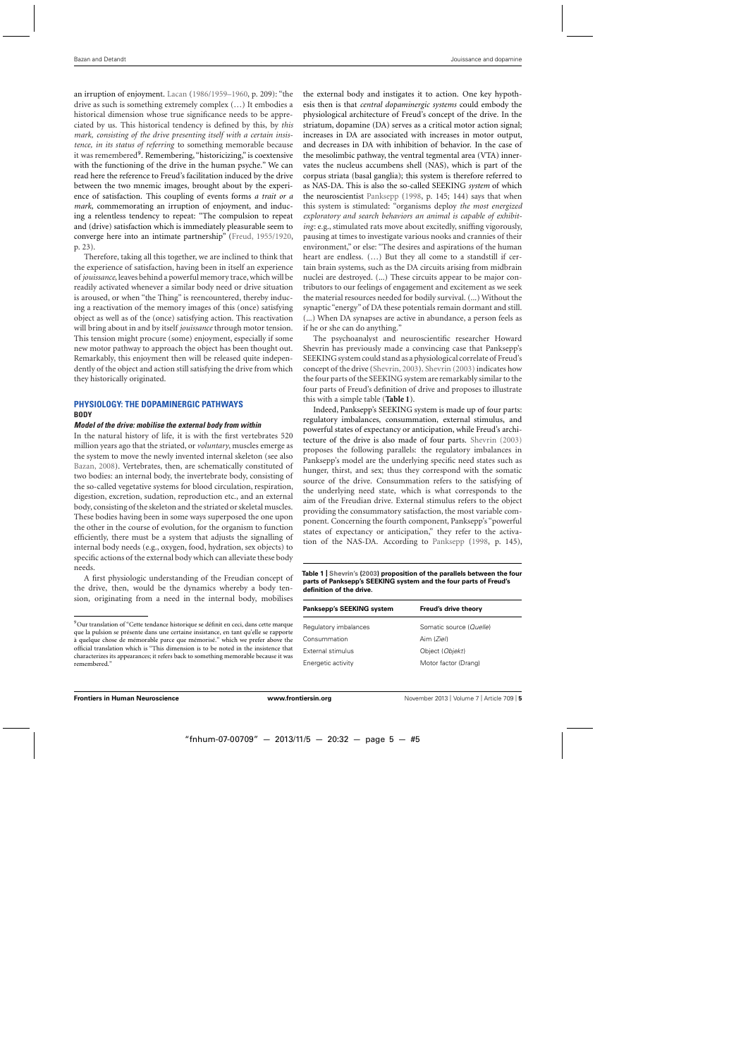an irruption of enjoyment. Lacan (1986/1959–1960, p. 209): "the drive as such is something extremely complex (…) It embodies a historical dimension whose true significance needs to be appreciated by us. This historical tendency is defined by this, by *this mark, consisting of the drive presenting itself with a certain insistence, in its status of referring* to something memorable because it was remembered[9]. Remembering, "historicizing," is coextensive with the functioning of the drive in the human psyche." We can read here the reference to Freud's facilitation induced by the drive between the two mnemic images, brought about by the experience of satisfaction. This coupling of events forms *a trait or a mark*, commemorating an irruption of enjoyment, and inducing a relentless tendency to repeat: "The compulsion to repeat and (drive) satisfaction which is immediately pleasurable seem to converge here into an intimate partnership" (Freud, 1955/1920, p. 23).

Therefore, taking all this together, we are inclined to think that the experience of satisfaction, having been in itself an experience of *jouissance*, leaves behind a powerful memory trace, which will be readily activated whenever a similar body need or drive situation is aroused, or when "the Thing" is reencountered, thereby inducing a reactivation of the memory images of this (once) satisfying object as well as of the (once) satisfying action. This reactivation will bring about in and by itself *jouissance* through motor tension. This tension might procure (some) enjoyment, especially if some new motor pathway to approach the object has been thought out. Remarkably, this enjoyment then will be released quite independently of the object and action still satisfying the drive from which they historically originated.

## PHYSIOLOGY: THE DOPAMINERGIC PATHWAYS

### BODY

#### *Model of the drive: mobilise the external body from within*

In the natural history of life, it is with the first vertebrates 520 million years ago that the striated, or *voluntary*, muscles emerge as the system to move the newly invented internal skeleton (see also Bazan, 2008). Vertebrates, then, are schematically constituted of two bodies: an internal body, the invertebrate body, consisting of the so-called vegetative systems for blood circulation, respiration, digestion, excretion, sudation, reproduction etc., and an external body, consisting of the skeleton and the striated or skeletal muscles. These bodies having been in some ways superposed the one upon the other in the course of evolution, for the organism to function efficiently, there must be a system that adjusts the signalling of internal body needs (e.g., oxygen, food, hydration, sex objects) to specific actions of the external body which can alleviate these body needs.

A first physiologic understanding of the Freudian concept of the drive, then, would be the dynamics whereby a body tension, originating from a need in the internal body, mobilises the external body and instigates it to action. One key hypothesis then is that *central dopaminergic systems* could embody the physiological architecture of Freud's concept of the drive. In the striatum, dopamine (DA) serves as a critical motor action signal; increases in DA are associated with increases in motor output, and decreases in DA with inhibition of behavior. In the case of the mesolimbic pathway, the ventral tegmental area (VTA) innervates the nucleus accumbens shell (NAS), which is part of the corpus striata (basal ganglia); this system is therefore referred to as NAS-DA. This is also the so-called SEEKING *system* of which the neuroscientist Panksepp (1998, p. 145; 144) says that when this system is stimulated: "organisms deploy *the most energized exploratory and search behaviors an animal is capable of exhibiting*: e.g., stimulated rats move about excitedly, sniffing vigorously, pausing at times to investigate various nooks and crannies of their environment," or else: "The desires and aspirations of the human heart are endless. (…) But they all come to a standstill if certain brain systems, such as the DA circuits arising from midbrain nuclei are destroyed. (...) These circuits appear to be major contributors to our feelings of engagement and excitement as we seek the material resources needed for bodily survival. (...) Without the synaptic "energy" of DA these potentials remain dormant and still. (...) When DA synapses are active in abundance, a person feels as if he or she can do anything."

The psychoanalyst and neuroscientific researcher Howard Shevrin has previously made a convincing case that Panksepp's SEEKING system could stand as a physiological correlate of Freud's concept of the drive (Shevrin, 2003). Shevrin (2003) indicates how the four parts of the SEEKING system are remarkably similar to the four parts of Freud's definition of drive and proposes to illustrate this with a simple table (**Table 1**).

Indeed, Panksepp's SEEKING system is made up of four parts: regulatory imbalances, consummation, external stimulus, and powerful states of expectancy or anticipation, while Freud's architecture of the drive is also made of four parts. Shevrin (2003) proposes the following parallels: the regulatory imbalances in Panksepp's model are the underlying specific need states such as hunger, thirst, and sex; thus they correspond with the somatic source of the drive. Consummation refers to the satisfying of the underlying need state, which is what corresponds to the aim of the Freudian drive. External stimulus refers to the object providing the consummatory satisfaction, the most variable component. Concerning the fourth component, Panksepp's "powerful states of expectancy or anticipation," they refer to the activation of the NAS-DA. According to Panksepp (1998, p. 145),

**Table 1 | Shevrin's (2003) proposition of the parallels between the four parts of Panksepp's SEEKING system and the four parts of Freud's definition of the drive.**

| Panksepp's SEEKING system | Freud's drive theory |
|---|---|
| Regulatory imbalances | Somatic source (*Quelle*) |
| Consummation | Aim (*Ziel*) |
| External stimulus | Object (*Objekt*) |
| Energetic activity | Motor factor (Drang) |

[9] Our translation of "Cette tendance historique se définit en ceci, dans cette marque que la pulsion se présente dans une certaine insistance, en tant qu'elle se rapporte à quelque chose de mémorable parce que mémorisé." which we prefer above the official translation which is "This dimension is to be noted in the insistence that characterizes its appearances; it refers back to something memorable because it was remembered."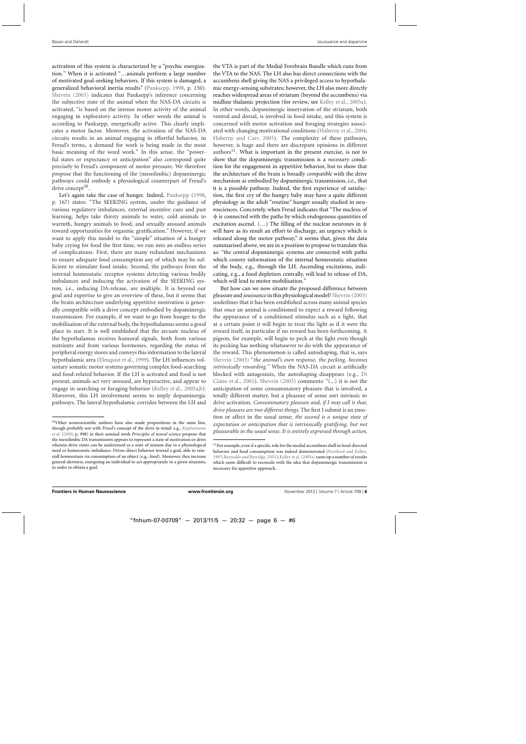activation of this system is characterized by a "psychic energization." When it is activated "…animals perform a large number of motivated goal-seeking behaviors. If this system is damaged, a generalized behavioral inertia results" (Panksepp, 1998, p. 150). Shevrin (2003) indicates that Panksepp's inference concerning the subjective state of the animal when the NAS-DA circuits is activated, "is based on the intense motor activity of the animal engaging in exploratory activity. In other words the animal is according to Panksepp, energetically active. This clearly implicates a motor factor. Moreover, the activation of the NAS-DA circuits results in an animal engaging in effortful behavior, in Freud's terms, a demand for work is being made in the most basic meaning of the word work." In this sense, the "powerful states or expectancy or anticipation" also correspond quite precisely to Freud's component of motor pressure. We therefore propose that the functioning of the (mesolimbic) dopaminergic pathways could embody a physiological counterpart of Freud's drive concept[10].

Let's again take the case of hunger. Indeed, Panksepp (1998, p. 167) states: "The SEEKING system, under the guidance of various regulatory imbalances, external incentive cues and past learning, helps take thirsty animals to water, cold animals to warmth, hungry animals to food, and sexually aroused animals toward opportunities for orgasmic gratification." However, if we want to apply this model to the "simple" situation of a hungry baby crying for food the first time, we run into an endless series of complications. First, there are many redundant mechanisms to ensure adequate food consumption any of which may be sufficient to stimulate food intake. Second, the pathways from the internal homeostatic receptor systems detecting various bodily imbalances and inducing the activation of the SEEKING system, i.e., inducing DA-release, are multiple. It is beyond our goal and expertise to give an overview of these, but it seems that the brain architecture underlying appetitive motivation is generally compatible with a drive concept embodied by dopaminergic transmission. For example, if we want to go from hunger to the mobilisation of the external body, the hypothalamus seems a good place to start. It is well established that the arcuate nucleus of the hypothalamus receives humoral signals, both from various nutrients and from various hormones, regarding the status of peripheral energy stores and conveys this information to the lateral hypothalamic area (Elmquist et al., 1999). The LH influences voluntary somatic motor systems governing complex food-searching and food-related behavior. If the LH is activated and food is not present, animals act very aroused, are hyperactive, and appear to engage in searching or foraging behavior (Kelley et al., 2005a,b). Moreover, this LH involvement seems to imply dopaminergic pathways. The lateral hypothalamic corridor between the LH and the VTA is part of the Medial Forebrain Bundle which runs from the VTA to the NAS. The LH also has direct connections with the accumbens shell giving the NAS a privileged access to hypothalamic energy-sensing substrates; however, the LH also more directly reaches widespread areas of striatum (beyond the accumbens) via midline thalamic projection (for review, see Kelley et al., 2005a). In other words, dopaminergic innervation of the striatum, both ventral and dorsal, is involved in food intake, and this system is concerned with motor activation and foraging strategies associated with changing motivational conditions (Haberny et al., 2004; Haberny and Carr, 2005). The complexity of these pathways, however, is huge and there are discrepant opinions in different authors[11]. What is important in the present exercise, is not to show that the dopaminergic transmission is a *necessary* condition for the engagement in appetitive behavior, but to show that the architecture of the brain is broadly *compatible* with the drive mechanism as embodied by dopaminergic transmission, i.e., that it is a possible pathway. Indeed, the first experience of satisfaction, the first cry of the hungry baby may have a quite different physiology as the adult "routine" hunger usually studied in neurosciences. Concretely, when Freud indicates that "The nucleus of $\psi$ is connected with the paths by which endogenous quantities of excitation ascend. (…) The filling of the nuclear neurones in $\psi$ will have as its result an effort to discharge, an urgency which is released along the motor pathway," it seems that, given the data summarised above, we are in a position to propose to translate this as: "the central dopaminergic systems are connected with paths which convey information of the internal homeostatic situation of the body, e.g., through the LH. Ascending excitations, indicating, e.g., a food depletion centrally, will lead to release of DA, which will lead to motor mobilisation."

But how can we now situate the proposed difference between pleasure and *jouissance* in this physiological model? Shevrin (2003) underlines that it has been established across many animal species that once an animal is conditioned to expect a reward following the appearance of a conditioned stimulus such as a light, that at a certain point it will begin to treat the light as if it were the reward itself, in particular if no reward has been forthcoming. A pigeon, for example, will begin to peck at the light even though its pecking has nothing whatsoever to do with the appearance of the reward. This phenomenon is called autoshaping, that is, says Shevrin (2003) "*the animal's own response, the pecking, becomes intrinsically rewarding.*" When the NAS-DA circuit is artificially blocked with antagonists, the autoshaping disappears (e.g., Di Ciano et al., 2001). Shevrin (2003) comments: "(...) it is not the anticipation of some consummatory pleasure that is involved, a totally different matter, but a pleasure of some sort intrinsic to drive activation. *Consummatory pleasure and, if I may call it that, drive pleasure are two different things.* The first I submit is an emotion or affect in the usual sense; *the second is a unique state of expectation or anticipation that is intrinsically gratifying, but not pleasurable in the usual sense. It is entirely expressed through action,*

[10] Other neuroscientific authors have also made propositions in the same line, though probably not with *Freud*'s concept of the drive in mind: e.g., Kupfermann et al. (2000, p. 998) in their seminal work *Principles of neural science* propose that the mesolimbic DA transmission appears to represent a state of motivation or drive wherein drive states can be understood as a state of tension due to a physiological need or homeostatic imbalance. Drives direct behavior toward a goal, able to reinstall homeostasis via consumption of an object (e.g., food). Moreover, they increase general alertness, energizing an individual to act appropriately in a given situation, in order to obtain a goal.

[11] For example, even if a specific role for the medial accumbens shell in food-directed behavior and food consumption was indeed demonstrated (Stratford and Kelley, 1997; Reynolds and Berridge, 2001), Kelley et al. (2005a) sums up a number of results which seem difficult to reconcile with the idea that dopaminergic transmission is necessary for appetitive approach.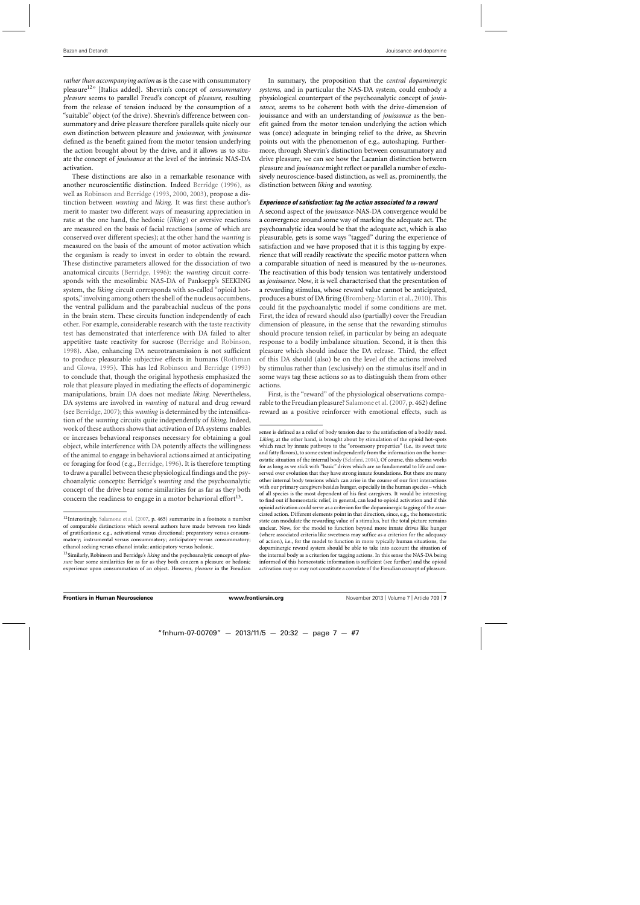*rather than accompanying action* as is the case with consummatory pleasure[12]" [Italics added]. Shevrin's concept of *consummatory pleasure* seems to parallel Freud's concept of *pleasure*, resulting from the release of tension induced by the consumption of a "suitable" object (of the drive). Shevrin's difference between consummatory and drive pleasure therefore parallels quite nicely our own distinction between pleasure and *jouissance*, with *jouissance* defined as the benefit gained from the motor tension underlying the action brought about by the drive, and it allows us to situate the concept of *jouissance* at the level of the intrinsic NAS-DA activation.

These distinctions are also in a remarkable resonance with another neuroscientific distinction. Indeed Berridge (1996), as well as Robinson and Berridge (1993, 2000, 2003), propose a distinction between *wanting* and *liking*. It was first these author's merit to master two different ways of measuring appreciation in rats: at the one hand, the hedonic (*liking*) or aversive reactions are measured on the basis of facial reactions (some of which are conserved over different species); at the other hand the *wanting* is measured on the basis of the amount of motor activation which the organism is ready to invest in order to obtain the reward. These distinctive parameters allowed for the dissociation of two anatomical circuits (Berridge, 1996): the *wanting* circuit corresponds with the mesolimbic NAS-DA of Panksepp's SEEKING system, the *liking* circuit corresponds with so-called "opioid hotspots," involving among others the shell of the nucleus accumbens, the ventral pallidum and the parabrachial nucleus of the pons in the brain stem. These circuits function independently of each other. For example, considerable research with the taste reactivity test has demonstrated that interference with DA failed to alter appetitive taste reactivity for sucrose (Berridge and Robinson, 1998). Also, enhancing DA neurotransmission is not sufficient to produce pleasurable subjective effects in humans (Rothman and Glowa, 1995). This has led Robinson and Berridge (1993) to conclude that, though the original hypothesis emphasized the role that pleasure played in mediating the effects of dopaminergic manipulations, brain DA does not mediate *liking*. Nevertheless, DA systems are involved in *wanting* of natural and drug reward (see Berridge, 2007); this *wanting* is determined by the intensification of the *wanting* circuits quite independently of *liking*. Indeed, work of these authors shows that activation of DA systems enables or increases behavioral responses necessary for obtaining a goal object, while interference with DA potently affects the willingness of the animal to engage in behavioral actions aimed at anticipating or foraging for food (e.g., Berridge, 1996). It is therefore tempting to draw a parallel between these physiological findings and the psychoanalytic concepts: Berridge's *wanting* and the psychoanalytic concept of the drive bear some similarities for as far as they both concern the readiness to engage in a motor behavioral effort[13].

In summary, the proposition that the *central dopaminergic systems*, and in particular the NAS-DA system, could embody a physiological counterpart of the psychoanalytic concept of *jouissance*, seems to be coherent both with the drive-dimension of jouissance and with an understanding of *jouissance* as the benefit gained from the motor tension underlying the action which was (once) adequate in bringing relief to the drive, as Shevrin points out with the phenomenon of e.g., autoshaping. Furthermore, through Shevrin's distinction between consummatory and drive pleasure, we can see how the Lacanian distinction between pleasure and *jouissance* might reflect or parallel a number of exclusively neuroscience-based distinction, as well as, prominently, the distinction between *liking* and *wanting*.

#### *Experience of satisfaction: tag the action associated to a reward*

A second aspect of the *jouissance*-NAS-DA convergence would be a convergence around some way of marking the adequate act. The psychoanalytic idea would be that the adequate act, which is also pleasurable, gets is some ways "tagged" during the experience of satisfaction and we have proposed that it is this tagging by experience that will readily reactivate the specific motor pattern when a comparable situation of need is measured by the $\omega$-neurones. The reactivation of this body tension was tentatively understood as *jouissance*. Now, it is well characterised that the presentation of a rewarding stimulus, whose reward value cannot be anticipated, produces a burst of DA firing (Bromberg-Martin et al., 2010). This could fit the psychoanalytic model if some conditions are met. First, the idea of reward should also (partially) cover the Freudian dimension of pleasure, in the sense that the rewarding stimulus should procure tension relief, in particular by being an adequate response to a bodily imbalance situation. Second, it is then this pleasure which should induce the DA release. Third, the effect of this DA should (also) be on the level of the actions involved by stimulus rather than (exclusively) on the stimulus itself and in some ways tag these actions so as to distinguish them from other actions.

First, is the "reward" of the physiological observations comparable to the Freudian pleasure? Salamone et al. (2007, p. 462) define reward as a positive reinforcer with emotional effects, such as

---

[12]Interestingly, Salamone et al. (2007, p. 465) summarize in a footnote a number of comparable distinctions which several authors have made between two kinds of gratifications: e.g., activational versus directional; preparatory versus consummatory; instrumental versus consummatory; anticipatory versus consummatory; ethanol seeking versus ethanol intake; anticipatory versus hedonic.

[13]Similarly, Robinson and Berridge's *liking* and the psychoanalytic concept of *pleasure* bear some similarities for as far as they both concern a pleasure or hedonic experience upon consummation of an object. However, *pleasure* in the Freudian sense is defined as a relief of body tension due to the satisfaction of a bodily need. *Liking*, at the other hand, is brought about by stimulation of the opioid hot-spots which react by innate pathways to the "orosensory properties" (i.e., its sweet taste and fatty flavors), to some extent independently from the information on the homeostatic situation of the internal body (Sclafani, 2004). Of course, this schema works for as long as we stick with "basic" drives which are so fundamental to life and conserved over evolution that they have strong innate foundations. But there are many other internal body tensions which can arise in the course of our first interactions with our primary caregivers besides hunger, especially in the human species – which of all species is the most dependent of his first caregivers. It would be interesting to find out if homeostatic relief, in general, can lead to opioid activation and if this opioid activation could serve as a criterion for the dopaminergic tagging of the associated action. Different elements point in that direction, since, e.g., the homeostatic state can modulate the rewarding value of a stimulus, but the total picture remains unclear. Now, for the model to function beyond more innate drives like hunger (where associated criteria like sweetness may suffice as a criterion for the adequacy of action), i.e., for the model to function in more typically human situations, the dopaminergic reward system should be able to take into account the situation of the internal body as a criterion for tagging actions. In this sense the NAS-DA being informed of this homeostatic information is sufficient (see further) and the opioid activation may or may not constitute a correlate of the Freudian concept of pleasure.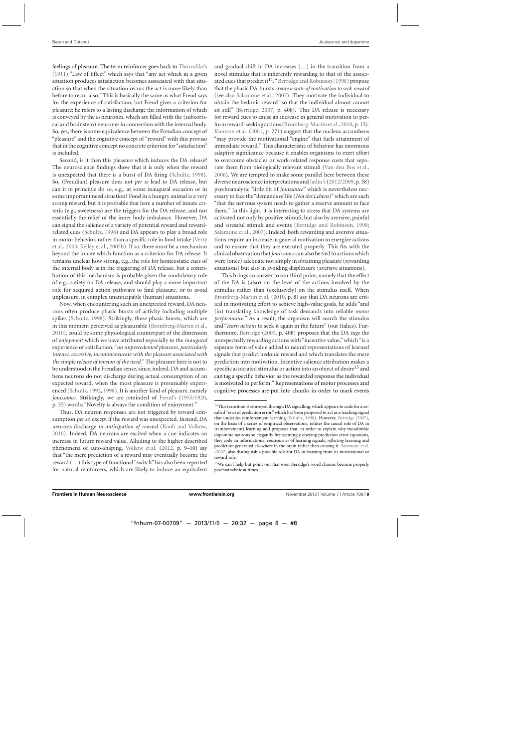feelings of pleasure. The term reinforcer goes back to Thorndike's (1911) "Law of Effect" which says that "any act which in a given situation produces satisfaction becomes associated with that situation so that when the situation recurs the act is more likely than before to recur also." This is basically the same as what Freud says for the experience of satisfaction, but Freud gives a criterion for pleasure: he refers to a lasting discharge the information of which is conveyed by the ω neurones, which are filled with the (subcortical and brainstem) neurones in connection with the internal body. So, yes, there is some equivalence between the Freudian concept of "pleasure" and the cognitive concept of "reward" with this proviso that in the cognitive concept no concrete criterion for "satisfaction" is included.

Second, is it then this pleasure which induces the DA release? The neuroscience findings show that it is only when the reward is unexpected that there is a burst of DA firing (Schultz, 1998). So, (Freudian) pleasure does not *per se* lead to DA release, but can it in principle do so, e.g., at some inaugural occasion or in some important need situation? Food in a hungry animal is a very strong reward, but it is probable that here a number of innate criteria (e.g., sweetness) are the triggers for the DA release, and not essentially the relief of the inner body imbalance. However, DA can signal the salience of a variety of potential reward and reward-related cues (Schultz, 1998) and DA appears to play a broad role in motor behavior, rather than a specific role in food intake (Verty et al., 2004; Kelley et al., 2005b). If so, there must be a mechanism beyond the innate which function as a criterion for DA release. It remains unclear how strong, e.g., the role for homeostatic cues of the internal body is in the triggering of DA release, but a contribution of this mechanism is probable given the modulatory role of e.g., satiety on DA release, and should play a more important role for acquired action pathways to find pleasure, or to avoid unpleasure, in complex unanticipable (human) situations.

Now, when encountering such an unexpected reward, DA neurons often produce phasic bursts of activity including multiple spikes (Schultz, 1998). Strikingly, these phasic bursts, which are in this moment perceived as pleasurable (Bromberg-Martin et al., 2010), could be some physiological counterpart of the dimension of *enjoyment* which we have attributed especially to the *inaugural* experience of satisfaction, "*an unprecedented pleasure, particularly intense, excessive, incommensurate with the pleasure associated with the simple release of tension of the need.*" The pleasure here is not to be understood in the Freudian sense, since, indeed, DA and accumbens neurons do not discharge during actual consumption of an expected reward, when the most pleasure is presumably experienced (Schultz, 1992, 1998). It is another kind of pleasure, namely *jouissance*. Strikingly, we are reminded of Freud's (1955/1920, p. 35) words: "Novelty is always the condition of enjoyment."

Thus, DA neuron responses are not triggered by reward consumption *per se*, except if the reward was unexpected. Instead, DA neurons discharge *in anticipation of reward* (Koob and Volkow, 2010). Indeed, DA neurons are excited when a cue indicates an increase in future reward value. Alluding to the higher described phenomena of auto-shaping, Volkow et al. (2012, p. 9–10) say that "the mere prediction of a reward may eventually become the reward (…) this type of functional "switch" has also been reported for natural reinforcers, which are likely to induce an equivalent and gradual shift in DA increases (…) in the transition from a novel stimulus that is inherently rewarding to that of the associated cues that predict it[14]." Berridge and Robinson (1998) propose that the phasic DA-bursts *create a state of motivation to seek reward* (see also Salamone et al., 2007). They motivate the individual to obtain the hedonic reward "so that the individual almost cannot sit still" (Berridge, 2007, p. 408). This DA release is necessary for reward cues to cause an increase in general motivation to perform reward-seeking actions (Bromberg-Martin et al., 2010, p. 15). Knutson et al. (2001, p. 271) suggest that the nucleus accumbens "may provide the motivational "engine" that fuels attainment of immediate reward." This characteristic of behavior has enormous adaptive significance because it enables organisms to exert effort to overcome obstacles or work-related response costs that separate them from biologically relevant stimuli (Van den Bos et al., 2006). We are tempted to make some parallel here between these diverse neuroscience interpretations and Jadin's (2012/2009, p. 58) psychoanalytic "little bit of *jouissance*" which is nevertheless necessary to face the "demands of life (*Not des Lebens*)" which are such "that the nervous system needs to gather a reserve amount to face them." In this light, it is interesting to stress that DA systems are activated not only by positive stimuli, but also by aversive, painful and stressful stimuli and events (Berridge and Robinson, 1998; Salamone et al., 2007). Indeed, both rewarding and aversive situations require an increase in general motivation to energize actions and to ensure that they are executed properly. This fits with the clinical observation that *jouissance* can also be tied to actions which were (once) adequate not simply in obtaining pleasure (rewarding situations) but also in avoiding displeasure (aversive situations).

This brings an answer to our third point, namely that the effect of the DA is (also) on the level of the actions involved by the stimulus rather than (exclusively) on the stimulus itself. When Bromberg-Martin et al. (2010, p. 8) say that DA neurons are critical in motivating effort to achieve high-value goals, he adds "and (in) translating knowledge of task demands into reliable *motor performance*." As a result, the organism will search the stimulus and "*learn actions* to seek it again in the future" (our Italics). Furthermore, Berridge (2007, p. 408) proposes that the DA *tags* the unexpectedly rewarding actions with "incentive value," which "is a separate form of value added to neural representations of learned signals that predict hedonic reward and which translates the mere prediction into motivation. Incentive salience attribution makes a specific associated stimulus or action into an object of desire[15] and can tag a specific behavior as the rewarded response the individual is motivated to perform." Representations of motor processes and cognitive processes are put into chunks in order to mark events

[14] This transition is conveyed through DA signalling, which appears to code for a so-called "reward prediction error," which has been proposed to act as a teaching signal that underlies reinforcement learning (Schultz, 1998). However, Berridge (2007), on the basis of a series of empirical observations, refutes the causal role of DA in (reinforcement) learning and proposes that, in order to explain why mesolimbic dopamine neurons so elegantly fire seemingly obeying prediction error equations, they code an informational *consequence* of learning signals, *reflecting* learning and prediction generated elsewhere in the brain rather than causing it. Salamone et al. (2007) also distinguish a possible role for DA in learning from its motivational or reward role.

[15] We can't help but point out that even Berridge's word choices become properly psychoanalytic at times.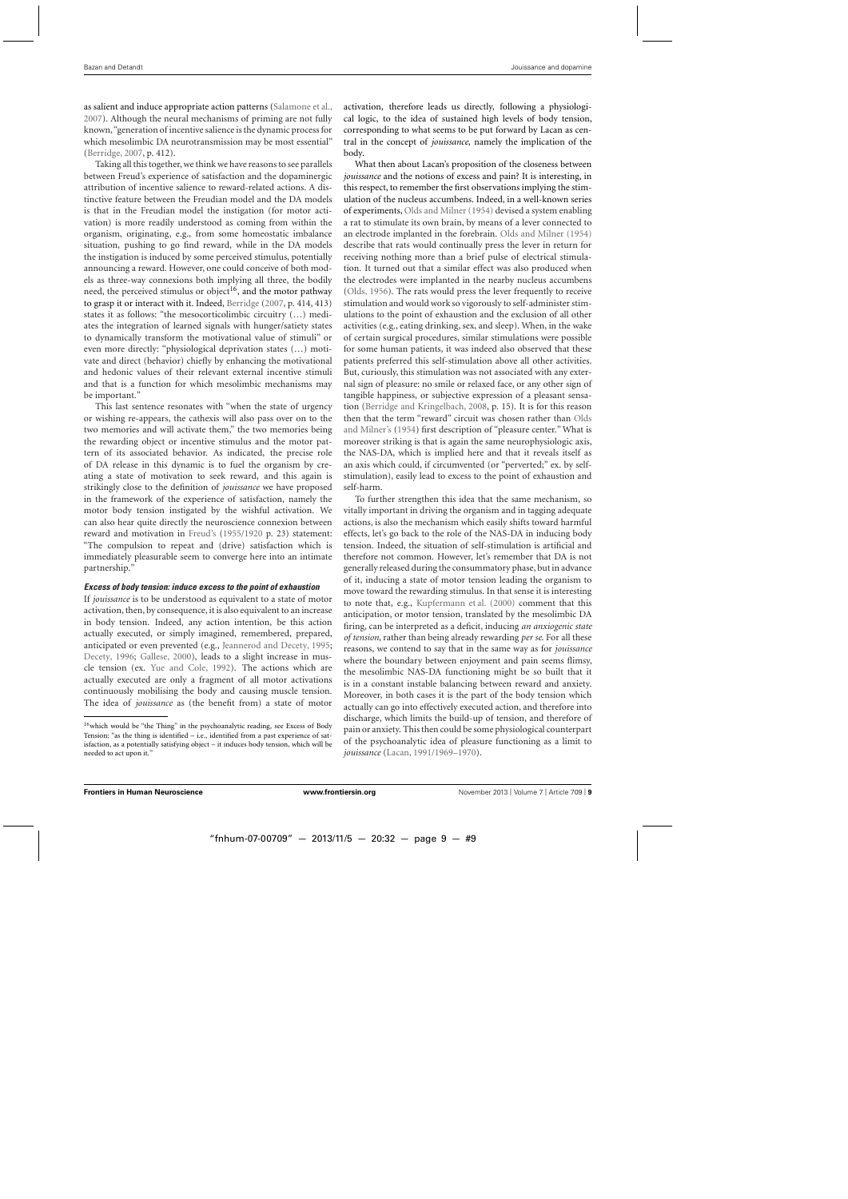as salient and induce appropriate action patterns (Salamone et al., 2007). Although the neural mechanisms of priming are not fully known, "generation of incentive salience is the dynamic process for which mesolimbic DA neurotransmission may be most essential" (Berridge, 2007, p. 412).

Taking all this together, we think we have reasons to see parallels between Freud's experience of satisfaction and the dopaminergic attribution of incentive salience to reward-related actions. A distinctive feature between the Freudian model and the DA models is that in the Freudian model the instigation (for motor activation) is more readily understood as coming from within the organism, originating, e.g., from some homeostatic imbalance situation, pushing to go find reward, while in the DA models the instigation is induced by some perceived stimulus, potentially announcing a reward. However, one could conceive of both models as three-way connexions both implying all three, the bodily need, the perceived stimulus or object[16], and the motor pathway to grasp it or interact with it. Indeed, Berridge (2007, p. 414, 413) states it as follows: "the mesocorticolimbic circuitry (…) mediates the integration of learned signals with hunger/satiety states to dynamically transform the motivational value of stimuli" or even more directly: "physiological deprivation states (…) motivate and direct (behavior) chiefly by enhancing the motivational and hedonic values of their relevant external incentive stimuli and that is a function for which mesolimbic mechanisms may be important."

This last sentence resonates with "when the state of urgency or wishing re-appears, the cathexis will also pass over on to the two memories and will activate them," the two memories being the rewarding object or incentive stimulus and the motor pattern of its associated behavior. As indicated, the precise role of DA release in this dynamic is to fuel the organism by creating a state of motivation to seek reward, and this again is strikingly close to the definition of *jouissance* we have proposed in the framework of the experience of satisfaction, namely the motor body tension instigated by the wishful activation. We can also hear quite directly the neuroscience connexion between reward and motivation in Freud's (1955/1920 p. 23) statement: "The compulsion to repeat and (drive) satisfaction which is immediately pleasurable seem to converge here into an intimate partnership."

#### *Excess of body tension: induce excess to the point of exhaustion*

If *jouissance* is to be understood as equivalent to a state of motor activation, then, by consequence, it is also equivalent to an increase in body tension. Indeed, any action intention, be this action actually executed, or simply imagined, remembered, prepared, anticipated or even prevented (e.g., Jeannerod and Decety, 1995; Decety, 1996; Gallese, 2000), leads to a slight increase in muscle tension (ex. Yue and Cole, 1992). The actions which are actually executed are only a fragment of all motor activations continuously mobilising the body and causing muscle tension. The idea of *jouissance* as (the benefit from) a state of motor activation, therefore leads us directly, following a physiological logic, to the idea of sustained high levels of body tension, corresponding to what seems to be put forward by Lacan as central in the concept of *jouissance*, namely the implication of the body.

What then about Lacan's proposition of the closeness between *jouissance* and the notions of excess and pain? It is interesting, in this respect, to remember the first observations implying the stimulation of the nucleus accumbens. Indeed, in a well-known series of experiments, Olds and Milner (1954) devised a system enabling a rat to stimulate its own brain, by means of a lever connected to an electrode implanted in the forebrain. Olds and Milner (1954) describe that rats would continually press the lever in return for receiving nothing more than a brief pulse of electrical stimulation. It turned out that a similar effect was also produced when the electrodes were implanted in the nearby nucleus accumbens (Olds, 1956). The rats would press the lever frequently to receive stimulation and would work so vigorously to self-administer stimulations to the point of exhaustion and the exclusion of all other activities (e.g., eating drinking, sex, and sleep). When, in the wake of certain surgical procedures, similar stimulations were possible for some human patients, it was indeed also observed that these patients preferred this self-stimulation above all other activities. But, curiously, this stimulation was not associated with any external sign of pleasure: no smile or relaxed face, or any other sign of tangible happiness, or subjective expression of a pleasant sensation (Berridge and Kringelbach, 2008, p. 15). It is for this reason then that the term "reward" circuit was chosen rather than Olds and Milner's (1954) first description of "pleasure center." What is moreover striking is that is again the same neurophysiologic axis, the NAS-DA, which is implied here and that it reveals itself as an axis which could, if circumvented (or "perverted;" ex. by self-stimulation), easily lead to excess to the point of exhaustion and self-harm.

To further strengthen this idea that the same mechanism, so vitally important in driving the organism and in tagging adequate actions, is also the mechanism which easily shifts toward harmful effects, let's go back to the role of the NAS-DA in inducing body tension. Indeed, the situation of self-stimulation is artificial and therefore not common. However, let's remember that DA is not generally released during the consummatory phase, but in advance of it, inducing a state of motor tension leading the organism to move toward the rewarding stimulus. In that sense it is interesting to note that, e.g., Kupfermann et al. (2000) comment that this anticipation, or motor tension, translated by the mesolimbic DA firing, can be interpreted as a deficit, inducing *an anxiogenic state of tension*, rather than being already rewarding *per se*. For all these reasons, we contend to say that in the same way as for *jouissance* where the boundary between enjoyment and pain seems flimsy, the mesolimbic NAS-DA functioning might be so built that it is in a constant instable balancing between reward and anxiety. Moreover, in both cases it is the part of the body tension which actually can go into effectively executed action, and therefore into discharge, which limits the build-up of tension, and therefore of pain or anxiety. This then could be some physiological counterpart of the psychoanalytic idea of pleasure functioning as a limit to *jouissance* (Lacan, 1991/1969–1970).

---

[16] which would be "the Thing" in the psychoanalytic reading, see Excess of Body Tension: "as the thing is identified – i.e., identified from a past experience of satisfaction, as a potentially satisfying object – it induces body tension, which will be needed to act upon it."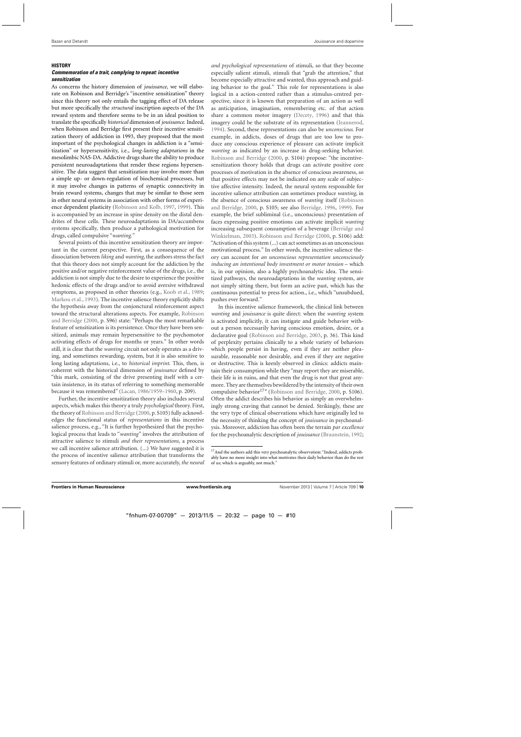## HISTORY

### *Commemoration of a trait, complying to repeat: incentive sensitization*

As concerns the history dimension of *jouissance*, we will elaborate on Robinson and Berridge's "incentive sensitization" theory since this theory not only entails the tagging effect of DA release but more specifically the *structural* inscription aspects of the DA reward system and therefore seems to be in an ideal position to translate the specifically *historical* dimension of *jouissance*. Indeed, when Robinson and Berridge first present their incentive sensitization theory of addiction in 1993, they proposed that the most important of the psychological changes in addiction is a "sensitization" or hypersensitivity, i.e., *long-lasting adaptations* in the mesolimbic NAS-DA. Addictive drugs share the ability to produce persistent neuroadaptations that render these regions hypersensitive. The data suggest that sensitization may involve more than a simple up- or down-regulation of biochemical processes, but it may involve changes in patterns of synaptic connectivity in brain reward systems, changes that may be similar to those seen in other neural systems in association with other forms of experience dependent plasticity (Robinson and Kolb, 1997, 1999). This is accompanied by an increase in spine density on the distal dendrites of these cells. These neuroadaptations in DA/accumbens systems specifically, then produce a pathological motivation for drugs, called compulsive "*wanting*."

Several points of this incentive sensitization theory are important in the current perspective. First, as a consequence of the dissociation between *liking* and *wanting*, the authors stress the fact that this theory does not simply account for the addiction by the positive and/or negative reinforcement value of the drugs, i.e., the addiction is not simply due to the desire to experience the positive hedonic effects of the drugs and/or to avoid aversive withdrawal symptoms, as proposed in other theories (e.g., Koob et al., 1989; Markou et al., 1993). The incentive salience theory explicitly shifts the hypothesis away from the conjonctural reinforcement aspect toward the structural alterations aspects. For example, Robinson and Berridge (2000, p. S96) state: "Perhaps the most remarkable feature of sensitization is its persistence. Once they have been sensitized, animals may remain hypersensitive to the psychomotor activating effects of drugs for months or years." In other words still, it is clear that the *wanting* circuit not only operates as a driving, and sometimes rewarding, system, but it is also sensitive to long lasting adaptations, i.e., to *historical imprint*. This, then, is coherent with the historical dimension of *jouissance* defined by "this mark, consisting of the drive presenting itself with a certain insistence, in its status of referring to something memorable because it was remembered" (Lacan, 1986/1959–1960, p. 209).

Further, the incentive sensitization theory also includes several aspects, which makes this theory a truly *psychological* theory. First, the theory of Robinson and Berridge (2000, p. S105) fully acknowledges the functional status of *representations* in this incentive salience process, e.g., "It is further hypothesized that the psychological process that leads to "*wanting*" involves the attribution of attractive salience to stimuli *and their representations*, a process we call incentive salience attribution. (...) We have suggested it is the process of incentive salience attribution that transforms the sensory features of ordinary stimuli or, more accurately, *the neural and psychological representations* of stimuli, so that they become especially salient stimuli, stimuli that "grab the attention," that become especially attractive and wanted, thus approach and guiding behavior to the goal." This role for representations is also logical in a action-centred rather than a stimulus-centred perspective, since it is known that preparation of an action as well as anticipation, imagination, remembering etc. of that action share a common motor imagery (Decety, 1996) and that this imagery could be the substrate of its representation (Jeannerod, 1994). Second, these representations can also be *unconscious*. For example, in addicts, doses of drugs that are too low to produce any conscious experience of pleasure can activate implicit *wanting* as indicated by an increase in drug-seeking behavior. Robinson and Berridge (2000, p. S104) propose: "the incentive-sensitization theory holds that drugs can activate positive core processes of motivation in the absence of conscious awareness, so that positive effects may not be indicated on any scale of subjective affective intensity. Indeed, the neural system responsible for incentive salience attribution can sometimes produce *wanting*, in the absence of conscious awareness of *wanting* itself (Robinson and Berridge, 2000, p. S105; see also Berridge, 1996, 1999). For example, the brief subliminal (i.e., unconscious) presentation of faces expressing positive emotions can activate implicit *wanting* increasing subsequent consumption of a beverage (Berridge and Winkielman, 2003). Robinson and Berridge (2000, p. S106) add: "Activation of this system (...) can act sometimes as an unconscious motivational process." In other words, the incentive salience theory can account for *an unconscious representation unconsciously inducing an intentional body investment or motor tension* – which is, in our opinion, also a highly psychoanalytic idea. The sensitized pathways, the neuroadaptations in the *wanting* system, are not simply sitting there, but form an active past, which has the continuous potential to press for action., i.e., which "unsubdued, pushes ever forward."

In this incentive salience framework, the clinical link between *wanting* and *jouissance* is quite direct: when the *wanting* system is activated implicitly, it can instigate and guide behavior without a person necessarily having conscious emotion, desire, or a declarative goal (Robinson and Berridge, 2003, p. 36). This kind of perplexity pertains clinically to a whole variety of behaviors which people persist in having, even if they are neither pleasurable, reasonable nor desirable, and even if they are negative or destructive. This is keenly observed in clinics: addicts maintain their consumption while they "may report they are miserable, their life is in ruins, and that even the drug is not that great anymore. They are themselves bewildered by the intensity of their own compulsive behavior[17]" (Robinson and Berridge, 2000, p. S106). Often the addict describes his behavior as simply an overwhelmingly strong craving that cannot be denied. Strikingly, these are the very type of clinical observations which have originally led to the necessity of thinking the concept of *jouissance* in psychoanalysis. Moreover, addiction has often been the terrain *par excellence* for the psychoanalytic description of *jouissance* (Braunstein, 1992;

[17] And the authors add this very psychoanalytic observation: "Indeed, addicts probably have no more insight into what motivates their daily behavior than do the rest of us; which is arguably, not much."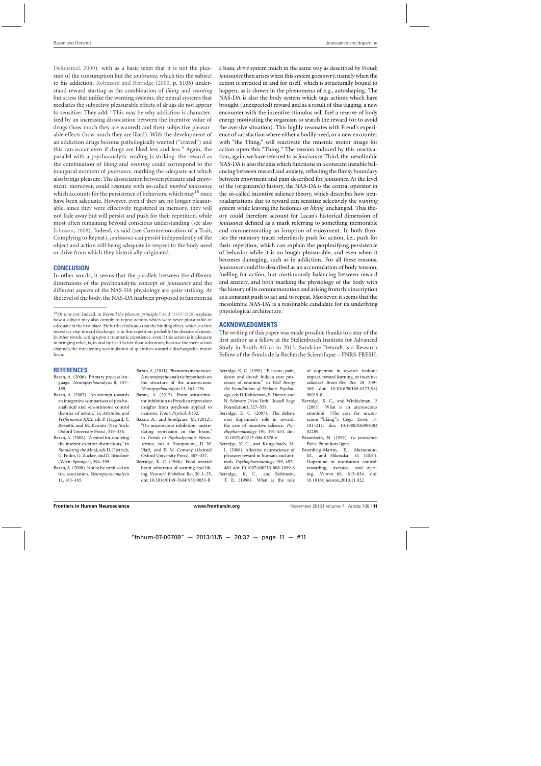Delourmel, 2009), with as a basic tenet that it is not the pleasure of the consumption but the *jouissance*, which ties the subject to his addiction. Robinson and Berridge (2000, p. S105) understand reward starting as the combination of *liking* and *wanting* but stress that unlike the wanting systems, the neural systems that mediates the subjective pleasurable effects of drugs do not appear to sensitize. They add: "This may be why addiction is characterized by an increasing dissociation between the incentive value of drugs (how much they are wanted) and their subjective pleasurable effects (how much they are liked). With the development of an addiction drugs become pathologically wanted ("craved") and this can occur even if drugs are liked less and less." Again, the parallel with a psychoanalytic reading is striking: the reward as the combination of *liking* and *wanting* could correspond to the inaugural moment of *jouissance*, marking the adequate act which also brings pleasure. The dissociation between pleasure and enjoyment, moreover, could resonate with so-called *morbid jouissance* which accounts for the persistence of behaviors, which may[18] once have been adequate. However, even if they are no longer pleasurable, since they were effectively registered in memory, they will not fade away but will persist and push for their repetition, while most often remaining beyond conscious understanding (see also Johnson, 2008). Indeed, as said (see Commemoration of a Trait, Complying to Repeat), *jouissance* can persist independently of the object and action still being adequate in respect to the body need or drive from which they historically originated.

## CONCLUSION

In other words, it seems that the parallels between the different dimensions of the psychoanalytic concept of *jouissance* and the different aspects of the NAS-DA physiology are quite striking. At the level of the body, the NAS-DA has been proposed to function as a basic *drive* system much in the same way as described by Freud; *jouissance* then arises when this system goes awry, namely when the action is invested in and for itself, which is structurally bound to happen, as is shown in the phenomena of e.g., autoshaping. The NAS-DA is also the body system which tags actions which have brought (unexpected) reward and as a result of this tagging, a new encounter with the incentive stimulus will fuel a reserve of body energy motivating the organism to search the reward (or to avoid the aversive situation). This highly resonates with Freud's experience of satisfaction where either a bodily need, or a new encounter with "the Thing," will reactivate the mnemic motor image for action upon this "Thing." The tension induced by this reactivation, again, we have referred to as *jouissance*. Third, the mesolimbic NAS-DA is also the axis which functions in a constant instable balancing between reward and anxiety, reflecting the flimsy boundary between enjoyment and pain described for *jouissance*. At the level of the (organism's) history, the NAS-DA is the central operator in the so-called incentive salience theory, which describes how neuroadaptations due to reward can sensitize selectively the *wanting* system while leaving the hedonics or *liking* unchanged. This theory could therefore account for Lacan's historical dimension of *jouissance* defined as a mark referring to something memorable and commemorating an irruption of enjoyment. In both theories the memory traces relentlessly push for action, i.e., push for their repetition, which can explain the perplexifying persistence of behavior while it is no longer pleasurable, and even when it becomes damaging, such as in addiction. For all these reasons, *jouissance* could be described as an accumulation of body tension, fuelling for action, but continuously balancing between reward and anxiety, and both marking the physiology of the body with the history of its commemoration and arising from this inscription as a constant push to act and to repeat. Moroever, it seems that the mesolimbic NAS-DA is a reasonable candidate for its underlying physiological architecture.

[18] *Or may not*: Indeed, in *Beyond the pleasure principle* Freud (1955/1920) explains how a subject may also comply to repeat actions which were never pleasurable or adequate in the first place. He further indicates that the binding effect, which is a first necessary step toward discharge, is in this repetition probably the decisive element. In other words, acting upon a traumatic experience, even if this action is inadequate in bringing relief, is, in and by itself better than sideration, because the mere action channels the threatening accumulation of quantities toward a dischargeable motor form.

## ACKNOWLEDGMENTS

The writing of this paper was made possible thanks to a stay of the first author as a fellow at the Stellenbosch Institute for Advanced Study in South-Africa in 2013. Sandrine Detandt is a Research Fellow of the Fonds de la Recherche Scientifique – FNRS-FRESH.

## REFERENCES

Bazan, A. (2006). Primary process language. *Neuropsychoanalysis* 8, 157–159.

Bazan, A. (2007). "An attempt towards an integrative comparison of psychoanalytical and sensorimotor control theories of action," in *Attention and Performance XXII*, eds P. Haggard, Y. Rossetti, and M. Kawato (New York: Oxford University Press), 319–338.

Bazan, A. (2008). "A mind for resolving the interior-exterior distinctions," in *Simulating the Mind*, eds D. Dietrich, G. Fodor, G. Zucker, and D. Bruckner (Wien: Springer), 394–399.

Bazan, A. (2009). Not to be confused on free association. *Neuropsychoanalysis* 11, 163–165.

Bazan, A. (2011). Phantoms in the voice. A neuropsychoanalytic hypothesis on the structure of the unconscious. *Neuropsychoanalysis* 13, 161–176.

Bazan, A. (2012). From sensorimotor inhibition to Freudian repression: insights from psychosis applied to neurosis. *Front. Psychol.* 3:452.

Bazan, A., and Snodgrass, M. (2012). "On unconscious inhibition: instantiating repression in the brain," in *Trends in Psychodynamic Neuroscience*, eds A. Fotopoulou, D. W. Pfaff, and E. M. Conway (Oxford: Oxford University Press), 307–337.

Berridge, K. C. (1996). Food reward: brain substrates of wanting and liking. *Neurosci. Biobehav. Rev.* 20, 1–25. doi: 10.1016/0149-7634(95)00033-B

Berridge, K. C. (1999). "Pleasure, pain, desire and dread: hidden core processes of emotion," in *Well Being: the Foundations of Hedonic Psychology*, eds D. Kahneman, E. Diener, and N. Schwarz (New York: Russell Sage Foundation), 527–559.

Berridge, K. C. (2007). The debate over dopamine's role in reward: the case of incentive salience. *Psychopharmacology* 191, 391–431. doi: 10.1007/s00213-006-0578-x

Berridge, K. C., and Kringelbach, M. L. (2008). Affective neuroscience of pleasure: reward in humans and animals. *Psychopharmacology* 199, 457–480. doi: 10.1007/s00213-008-1099-6

Berridge, K. C., and Robinson, T. E. (1998). What is the role of dopamine in reward: hedonic impact, reward learning, or incentive salience? *Brain Res. Rev.* 28, 309–369. doi: 10.1016/S0165-0173(98)00019-8

Berridge, K. C., and Winkielman, P. (2003). What is an unconscious emotion? (The case for unconscious "liking"). *Cogn. Emot.* 17, 181–211. doi: 10.1080/02699930302289

Braunstein, N. (1992). *La jouissance*. Paris: Point hors ligne.

Bromberg-Martin, E., Matsumoto, M., and Hikosaka, O. (2010). Dopamine in motivation control: rewarding, aversive, and alerting. *Neuron* 68, 815–834. doi: 10.1016/j.neuron.2010.11.022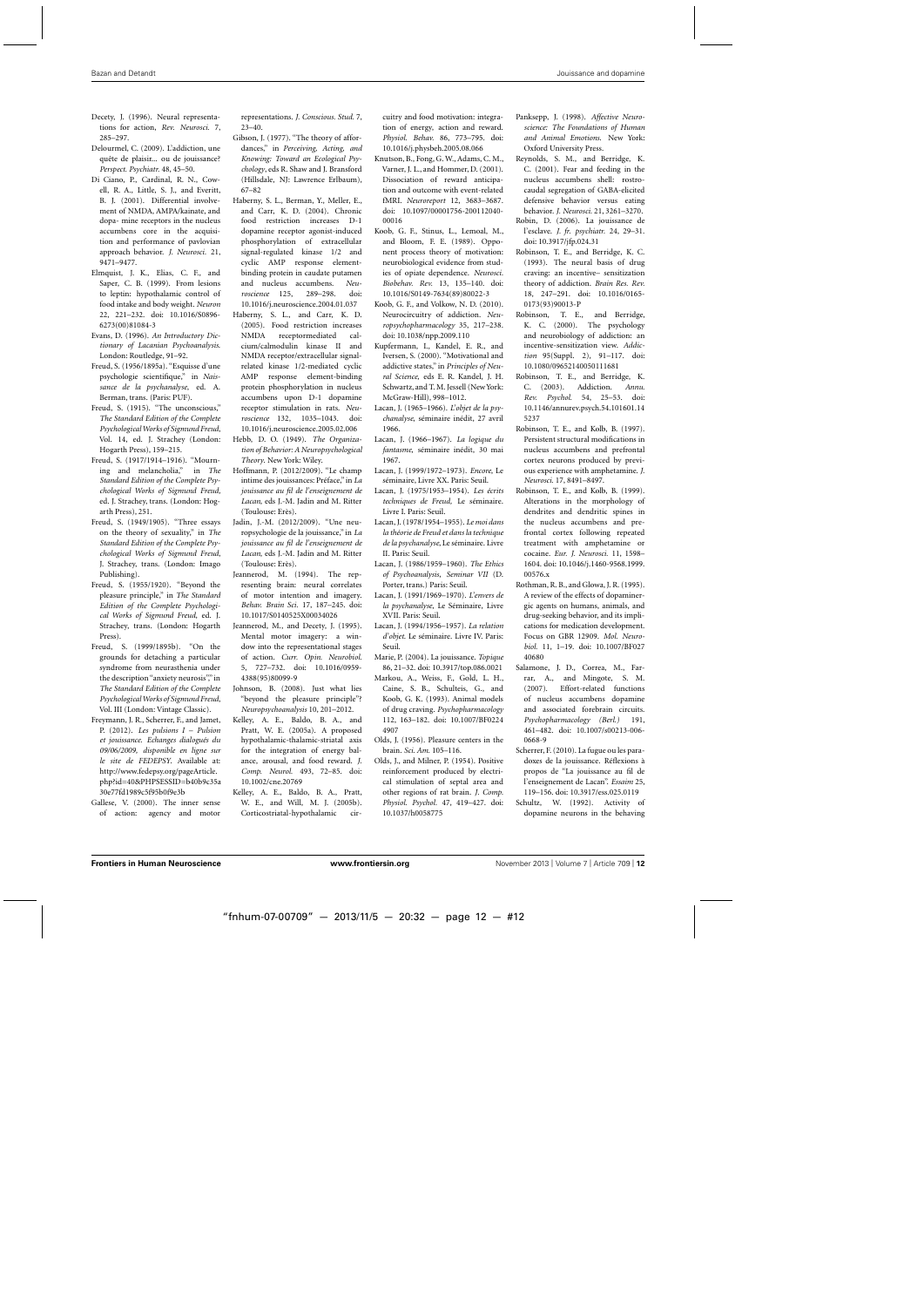Decety, J. (1996). Neural representations for action, *Rev. Neurosci.* 7, 285–297.

Delourmel, C. (2009). L'addiction, une quête de plaisir... ou de jouissance? *Perspect. Psychiatr.* 48, 45–50.

Di Ciano, P., Cardinal, R. N., Cowell, R. A., Little, S. J., and Everitt, B. J. (2001). Differential involvement of NMDA, AMPA/kainate, and dopa- mine receptors in the nucleus accumbens core in the acquisition and performance of pavlovian approach behavior. *J. Neurosci.* 21, 9471–9477.

Elmquist, J. K., Elias, C. F., and Saper, C. B. (1999). From lesions to leptin: hypothalamic control of food intake and body weight. *Neuron* 22, 221–232. doi: 10.1016/S0896-6273(00)81084-3

Evans, D. (1996). *An Introductory Dictionary of Lacanian Psychoanalysis.* London: Routledge, 91–92.

Freud, S. (1956/1895a). "Esquisse d'une psychologie scientifique," in *Naissance de la psychanalyse,* ed. A. Berman, trans. (Paris: PUF).

Freud, S. (1915). "The unconscious," *The Standard Edition of the Complete Psychological Works of Sigmund Freud,* Vol. 14, ed. J. Strachey (London: Hogarth Press), 159–215.

Freud, S. (1917/1914–1916). "Mourning and melancholia," in *The Standard Edition of the Complete Psychological Works of Sigmund Freud,* ed. J. Strachey, trans. (London: Hogarth Press), 251.

Freud, S. (1949/1905). "Three essays on the theory of sexuality," in *The Standard Edition of the Complete Psychological Works of Sigmund Freud,* J. Strachey, trans. (London: Imago Publishing).

Freud, S. (1955/1920). "Beyond the pleasure principle," in *The Standard Edition of the Complete Psychological Works of Sigmund Freud,* ed. J. Strachey, trans. (London: Hogarth Press).

Freud, S. (1999/1895b). "On the grounds for detaching a particular syndrome from neurasthenia under the description "anxiety neurosis"," in *The Standard Edition of the Complete Psychological Works of Sigmund Freud,* Vol. III (London: Vintage Classic).

Freymann, J. R., Scherrer, F., and Jamet, P. (2012). *Les pulsions I – Pulsion et jouissance. Echanges dialogués du 09/06/2009, disponible en ligne sur le site de FEDEPSY.* Available at: http://www.fedepsy.org/pageArticle.php?id=40&PHPSESSID=b40b9c35a30e77fd1989c5f95b0f9e3b

Gallese, V. (2000). The inner sense of action: agency and motor representations. *J. Conscious. Stud.* 7, 23–40.

Gibson, J. (1977). "The theory of affordances," in *Perceiving, Acting, and Knowing: Toward an Ecological Psychology,* eds R. Shaw and J. Bransford (Hillsdale, NJ: Lawrence Erlbaum), 67–82

Haberny, S. L., Berman, Y., Meller, E., and Carr, K. D. (2004). Chronic food restriction increases D-1 dopamine receptor agonist-induced phosphorylation of extracellular signal-regulated kinase 1/2 and cyclic AMP response element-binding protein in caudate putamen and nucleus accumbens. *Neuroscience* 125, 289–298. doi: 10.1016/j.neuroscience.2004.01.037

Haberny, S. L., and Carr, K. D. (2005). Food restriction increases NMDA receptormediated calcium/calmodulin kinase II and NMDA receptor/extracellular signal-regulated kinase 1/2-mediated cyclic AMP response element-binding protein phosphorylation in nucleus accumbens upon D-1 dopamine receptor stimulation in rats. *Neuroscience* 132, 1035–1043. doi: 10.1016/j.neuroscience.2005.02.006

Hebb, D. O. (1949). *The Organization of Behavior: A Neuropsychological Theory.* New York: Wiley.

Hoffmann, P. (2012/2009). "Le champ intime des jouissances: Préface," in *La jouissance au fil de l'enseignement de Lacan,* eds J.-M. Jadin and M. Ritter (Toulouse: Erès).

Jadin, J.-M. (2012/2009). "Une neuropsychologie de la jouissance," in *La jouissance au fil de l'enseignement de Lacan,* eds J.-M. Jadin and M. Ritter (Toulouse: Erès).

Jeannerod, M. (1994). The representing brain: neural correlates of motor intention and imagery. *Behav. Brain Sci.* 17, 187–245. doi: 10.1017/S0140525X00034026

Jeannerod, M., and Decety, J. (1995). Mental motor imagery: a window into the representational stages of action. *Curr. Opin. Neurobiol.* 5, 727–732. doi: 10.1016/0959-4388(95)80099-9

Johnson, B. (2008). Just what lies "beyond the pleasure principle"? *Neuropsychoanalysis* 10, 201–2012.

Kelley, A. E., Baldo, B. A., and Pratt, W. E. (2005a). A proposed hypothalamic-thalamic-striatal axis for the integration of energy balance, arousal, and food reward. *J. Comp. Neurol.* 493, 72–85. doi: 10.1002/cne.20769

Kelley, A. E., Baldo, B. A., Pratt, W. E., and Will, M. J. (2005b). Corticostriatal-hypothalamic circuitry and food motivation: integration of energy, action and reward. *Physiol. Behav.* 86, 773–795. doi: 10.1016/j.physbeh.2005.08.066

Knutson, B., Fong, G. W., Adams, C. M., Varner, J. L., and Hommer, D. (2001). Dissociation of reward anticipation and outcome with event-related fMRI. *Neuroreport* 12, 3683–3687. doi: 10.1097/00001756-200112040-00016

Koob, G. F., Stinus, L., Lemoal, M., and Bloom, F. E. (1989). Opponent process theory of motivation: neurobiological evidence from studies of opiate dependence. *Neurosci. Biobehav. Rev.* 13, 135–140. doi: 10.1016/S0149-7634(89)80022-3

Koob, G. F., and Volkow, N. D. (2010). Neurocircuitry of addiction. *Neuropsychopharmacology* 35, 217–238. doi: 10.1038/npp.2009.110

Kupfermann, I., Kandel, E. R., and Iversen, S. (2000). "Motivational and addictive states," in *Principles of Neural Science,* eds E. R. Kandel, J. H. Schwartz, and T. M. Jessell (New York: McGraw-Hill), 998–1012.

Lacan, J. (1965–1966). *L'objet de la psychanalyse,* séminaire inédit, 27 avril 1966.

Lacan, J. (1966–1967). *La logique du fantasme,* séminaire inédit, 30 mai 1967.

Lacan, J. (1999/1972–1973). *Encore,* Le séminaire, Livre XX. Paris: Seuil.

Lacan, J. (1975/1953–1954). *Les écrits techniques de Freud,* Le séminaire. Livre I. Paris: Seuil.

Lacan, J. (1978/1954–1955). *Le moi dans la théorie de Freud et dans la technique de la psychanalyse,* Le séminaire. Livre II. Paris: Seuil.

Lacan, J. (1986/1959–1960). *The Ethics of Psychoanalysis, Seminar VII* (D. Porter, trans.) Paris: Seuil.

Lacan, J. (1991/1969–1970). *L'envers de la psychanalyse,* Le Séminaire, Livre XVII. Paris: Seuil.

Lacan, J. (1994/1956–1957). *La relation d'objet.* Le séminaire. Livre IV. Paris: Seuil.

Marie, P. (2004). La jouissance. *Topique* 86, 21–32. doi: 10.3917/top.086.0021

Markou, A., Weiss, F., Gold, L. H., Caine, S. B., Schulteis, G., and Koob, G. K. (1993). Animal models of drug craving. *Psychopharmacology* 112, 163–182. doi: 10.1007/BF02244907

Olds, J. (1956). Pleasure centers in the brain. *Sci. Am.* 105–116.

Olds, J., and Milner, P. (1954). Positive reinforcement produced by electrical stimulation of septal area and other regions of rat brain. *J. Comp. Physiol. Psychol.* 47, 419–427. doi: 10.1037/h0058775

Panksepp, J. (1998). *Affective Neuroscience: The Foundations of Human and Animal Emotions.* New York: Oxford University Press.

Reynolds, S. M., and Berridge, K. C. (2001). Fear and feeding in the nucleus accumbens shell: rostrocaudal segregation of GABA-elicited defensive behavior versus eating behavior. *J. Neurosci.* 21, 3261–3270.

Robin, D. (2006). La jouissance de l'esclave. *J. fr. psychiatr.* 24, 29–31. doi: 10.3917/jfp.024.31

Robinson, T. E., and Berridge, K. C. (1993). The neural basis of drug craving: an incentive– sensitization theory of addiction. *Brain Res. Rev.* 18, 247–291. doi: 10.1016/0165-0173(93)90013-P

Robinson, T. E., and Berridge, K. C. (2000). The psychology and neurobiology of addiction: an incentive-sensitization view. *Addiction* 95(Suppl. 2), 91–117. doi: 10.1080/09652140050111681

Robinson, T. E., and Berridge, K. C. (2003). Addiction. *Annu. Rev. Psychol.* 54, 25–53. doi: 10.1146/annurev.psych.54.101601.145237

Robinson, T. E., and Kolb, B. (1997). Persistent structural modifications in nucleus accumbens and prefrontal cortex neurons produced by previous experience with amphetamine. *J. Neurosci.* 17, 8491–8497.

Robinson, T. E., and Kolb, B. (1999). Alterations in the morphology of dendrites and dendritic spines in the nucleus accumbens and prefrontal cortex following repeated treatment with amphetamine or cocaine. *Eur. J. Neurosci.* 11, 1598–1604. doi: 10.1046/j.1460-9568.1999.00576.x

Rothman, R. B., and Glowa, J. R. (1995). A review of the effects of dopaminergic agents on humans, animals, and drug-seeking behavior, and its implications for medication development. Focus on GBR 12909. *Mol. Neurobiol.* 11, 1–19. doi: 10.1007/BF02740680

Salamone, J. D., Correa, M., Farrar, A., and Mingote, S. M. (2007). Effort-related functions of nucleus accumbens dopamine and associated forebrain circuits. *Psychopharmacology (Berl.)* 191, 461–482. doi: 10.1007/s00213-006-0668-9

Scherrer, F. (2010). La fugue ou les paradoxes de la jouissance. Réflexions à propos de "La jouissance au fil de l'enseignement de Lacan". *Essaim* 25, 119–156. doi: 10.3917/ess.025.0119

Schultz, W. (1992). Activity of dopamine neurons in the behaving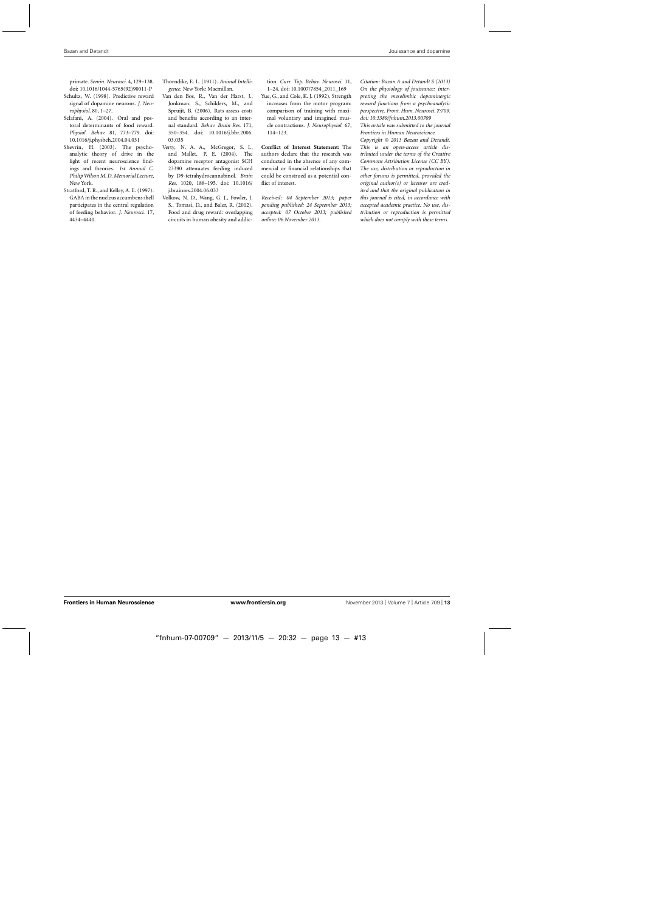primate. *Semin. Neurosci.* 4, 129–138. doi: 10.1016/1044-5765(92)90011-P

Schultz, W. (1998). Predictive reward signal of dopamine neurons. *J. Neurophysiol.* 80, 1–27.

Sclafani, A. (2004). Oral and postoral determinants of food reward. *Physiol. Behav.* 81, 773–779. doi: 10.1016/j.physbeh.2004.04.031

Shevrin, H. (2003). The psychoanalytic theory of drive in the light of recent neuroscience findings and theories. *1st Annual C. Philip Wilson M. D. Memorial Lecture*, New York.

Stratford, T. R., and Kelley, A. E. (1997). GABA in the nucleus accumbens shell participates in the central regulation of feeding behavior. *J. Neurosci.* 17, 4434–4440.

Thorndike, E. L. (1911). *Animal Intelligence*. New York: Macmillan.

Van den Bos, R., Van der Harst, J., Jonkman, S., Schilders, M., and Spruijt, B. (2006). Rats assess costs and benefits according to an internal standard. *Behav. Brain Res.* 171, 350–354. doi: 10.1016/j.bbr.2006.03.035

Verty, N. A. A., McGregor, S. I., and Mallet, P. E. (2004). The dopamine receptor antagonist SCH 23390 attenuates feeding induced by D9-tetrahydrocannabinol. *Brain Res.* 1020, 188–195. doi: 10.1016/j.brainres.2004.06.033

Volkow, N. D., Wang, G. J., Fowler, J. S., Tomasi, D., and Baler, R. (2012). Food and drug reward: overlapping circuits in human obesity and addiction. *Curr. Top. Behav. Neurosci.* 11, 1–24. doi: 10.1007/7854_2011_169

Yue, G., and Cole, K. J. (1992). Strength increases from the motor program: comparison of training with maximal voluntary and imagined muscle contractions. *J. Neurophysiol.* 67, 114–123.

**Conflict of Interest Statement:** The authors declare that the research was conducted in the absence of any commercial or financial relationships that could be construed as a potential conflict of interest.

*Received: 04 September 2013; paper pending published: 24 September 2013; accepted: 07 October 2013; published online: 06 November 2013.*

*Citation: Bazan A and Detandt S (2013) On the physiology of jouissance: interpreting the mesolimbic dopaminergic reward functions from a psychoanalytic perspective. Front. Hum. Neurosci. 7:709. doi: 10.3389/fnhum.2013.00709*

*This article was submitted to the journal Frontiers in Human Neuroscience.*

*Copyright © 2013 Bazan and Detandt. This is an open-access article distributed under the terms of the Creative Commons Attribution License (CC BY). The use, distribution or reproduction in other forums is permitted, provided the original author(s) or licensor are credited and that the original publication in this journal is cited, in accordance with accepted academic practice. No use, distribution or reproduction is permitted which does not comply with these terms.*